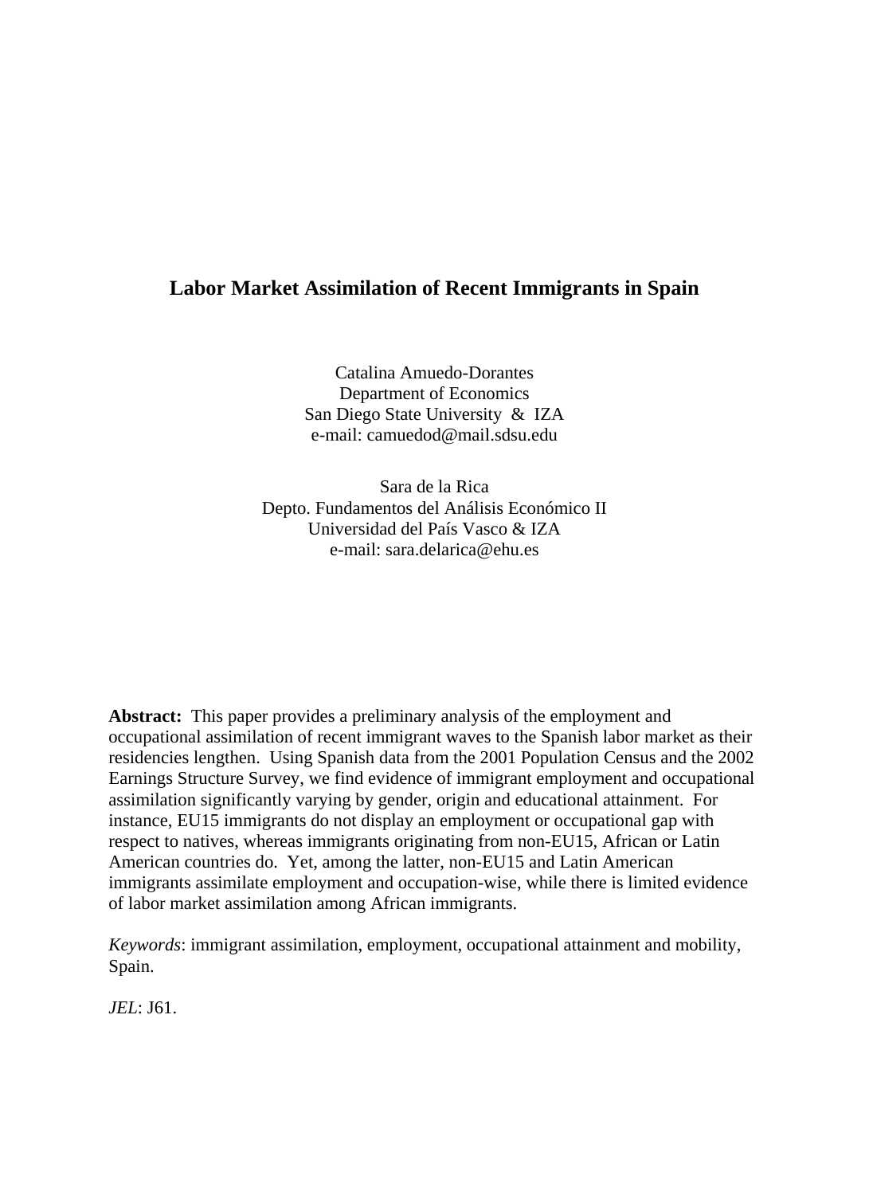# Labor Market Assimilation of Recent Immigrants in Spain

Catalina Amuedo-Dorantes
Department of Economics
San Diego State University & IZA
e-mail: camuedod@mail.sdsu.edu

Sara de la Rica
Depto. Fundamentos del Análisis Económico II
Universidad del País Vasco & IZA
e-mail: sara.delarica@ehu.es

**Abstract:** This paper provides a preliminary analysis of the employment and occupational assimilation of recent immigrant waves to the Spanish labor market as their residencies lengthen. Using Spanish data from the 2001 Population Census and the 2002 Earnings Structure Survey, we find evidence of immigrant employment and occupational assimilation significantly varying by gender, origin and educational attainment. For instance, EU15 immigrants do not display an employment or occupational gap with respect to natives, whereas immigrants originating from non-EU15, African or Latin American countries do. Yet, among the latter, non-EU15 and Latin American immigrants assimilate employment and occupation-wise, while there is limited evidence of labor market assimilation among African immigrants.

*Keywords*: immigrant assimilation, employment, occupational attainment and mobility, Spain.

*JEL*: J61.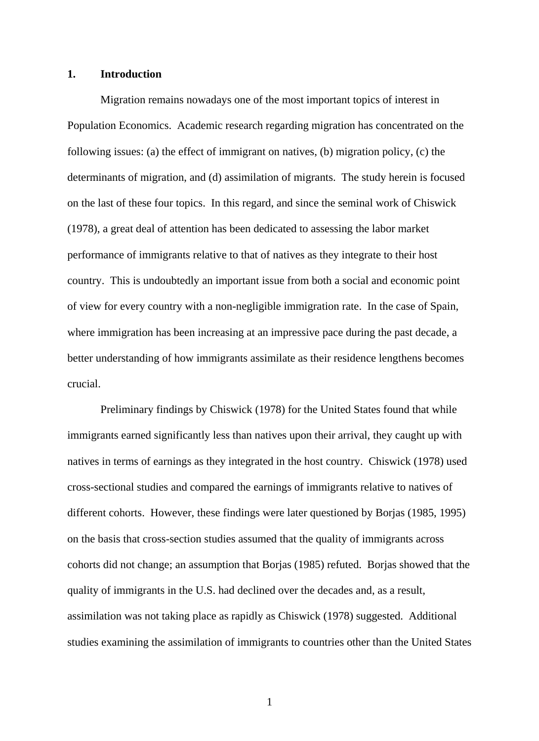# 1. Introduction

Migration remains nowadays one of the most important topics of interest in Population Economics. Academic research regarding migration has concentrated on the following issues: (a) the effect of immigrant on natives, (b) migration policy, (c) the determinants of migration, and (d) assimilation of migrants. The study herein is focused on the last of these four topics. In this regard, and since the seminal work of Chiswick (1978), a great deal of attention has been dedicated to assessing the labor market performance of immigrants relative to that of natives as they integrate to their host country. This is undoubtedly an important issue from both a social and economic point of view for every country with a non-negligible immigration rate. In the case of Spain, where immigration has been increasing at an impressive pace during the past decade, a better understanding of how immigrants assimilate as their residence lengthens becomes crucial.

Preliminary findings by Chiswick (1978) for the United States found that while immigrants earned significantly less than natives upon their arrival, they caught up with natives in terms of earnings as they integrated in the host country. Chiswick (1978) used cross-sectional studies and compared the earnings of immigrants relative to natives of different cohorts. However, these findings were later questioned by Borjas (1985, 1995) on the basis that cross-section studies assumed that the quality of immigrants across cohorts did not change; an assumption that Borjas (1985) refuted. Borjas showed that the quality of immigrants in the U.S. had declined over the decades and, as a result, assimilation was not taking place as rapidly as Chiswick (1978) suggested. Additional studies examining the assimilation of immigrants to countries other than the United States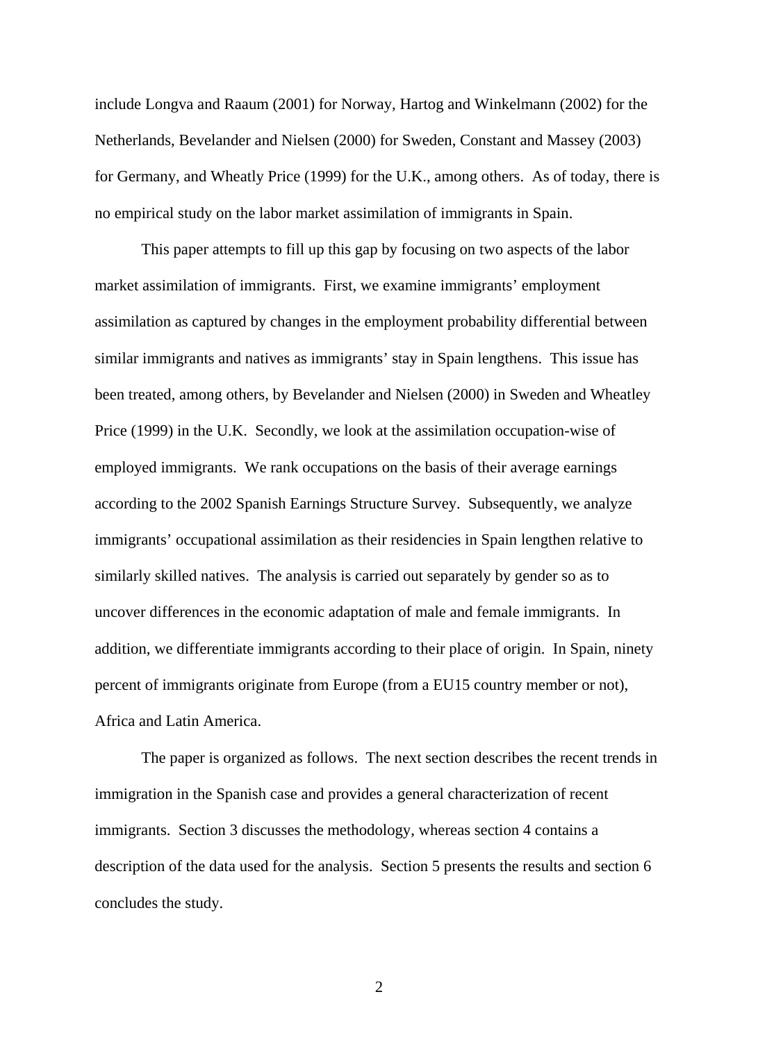include Longva and Raaum (2001) for Norway, Hartog and Winkelmann (2002) for the Netherlands, Bevelander and Nielsen (2000) for Sweden, Constant and Massey (2003) for Germany, and Wheatly Price (1999) for the U.K., among others. As of today, there is no empirical study on the labor market assimilation of immigrants in Spain.

This paper attempts to fill up this gap by focusing on two aspects of the labor market assimilation of immigrants. First, we examine immigrants' employment assimilation as captured by changes in the employment probability differential between similar immigrants and natives as immigrants' stay in Spain lengthens. This issue has been treated, among others, by Bevelander and Nielsen (2000) in Sweden and Wheatley Price (1999) in the U.K. Secondly, we look at the assimilation occupation-wise of employed immigrants. We rank occupations on the basis of their average earnings according to the 2002 Spanish Earnings Structure Survey. Subsequently, we analyze immigrants' occupational assimilation as their residencies in Spain lengthen relative to similarly skilled natives. The analysis is carried out separately by gender so as to uncover differences in the economic adaptation of male and female immigrants. In addition, we differentiate immigrants according to their place of origin. In Spain, ninety percent of immigrants originate from Europe (from a EU15 country member or not), Africa and Latin America.

The paper is organized as follows. The next section describes the recent trends in immigration in the Spanish case and provides a general characterization of recent immigrants. Section 3 discusses the methodology, whereas section 4 contains a description of the data used for the analysis. Section 5 presents the results and section 6 concludes the study.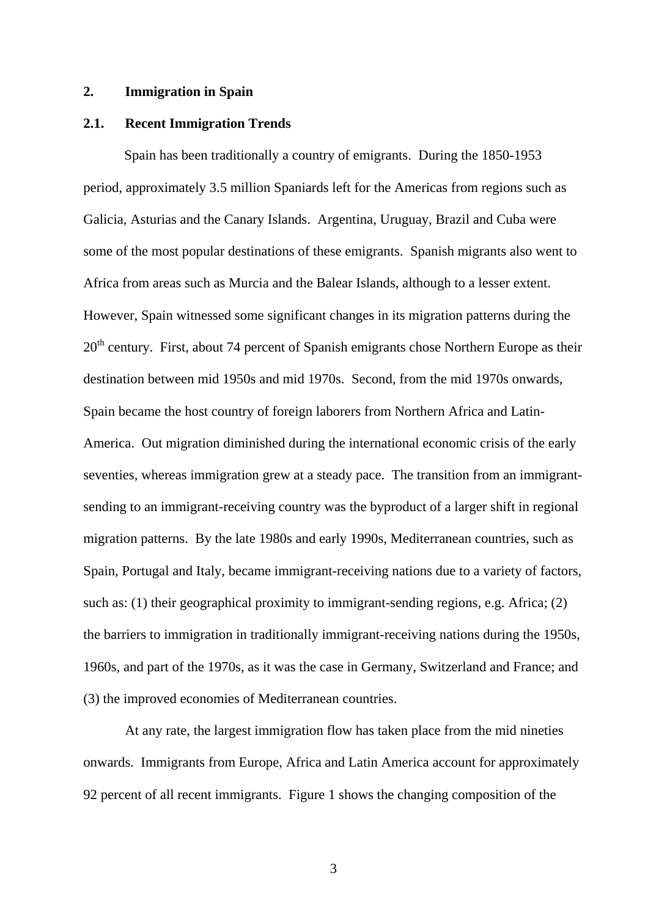## 2. Immigration in Spain

### 2.1. Recent Immigration Trends

Spain has been traditionally a country of emigrants. During the 1850-1953 period, approximately 3.5 million Spaniards left for the Americas from regions such as Galicia, Asturias and the Canary Islands. Argentina, Uruguay, Brazil and Cuba were some of the most popular destinations of these emigrants. Spanish migrants also went to Africa from areas such as Murcia and the Balear Islands, although to a lesser extent. However, Spain witnessed some significant changes in its migration patterns during the 20th century. First, about 74 percent of Spanish emigrants chose Northern Europe as their destination between mid 1950s and mid 1970s. Second, from the mid 1970s onwards, Spain became the host country of foreign laborers from Northern Africa and Latin-America. Out migration diminished during the international economic crisis of the early seventies, whereas immigration grew at a steady pace. The transition from an immigrant-sending to an immigrant-receiving country was the byproduct of a larger shift in regional migration patterns. By the late 1980s and early 1990s, Mediterranean countries, such as Spain, Portugal and Italy, became immigrant-receiving nations due to a variety of factors, such as: (1) their geographical proximity to immigrant-sending regions, e.g. Africa; (2) the barriers to immigration in traditionally immigrant-receiving nations during the 1950s, 1960s, and part of the 1970s, as it was the case in Germany, Switzerland and France; and (3) the improved economies of Mediterranean countries.

At any rate, the largest immigration flow has taken place from the mid nineties onwards. Immigrants from Europe, Africa and Latin America account for approximately 92 percent of all recent immigrants. Figure 1 shows the changing composition of the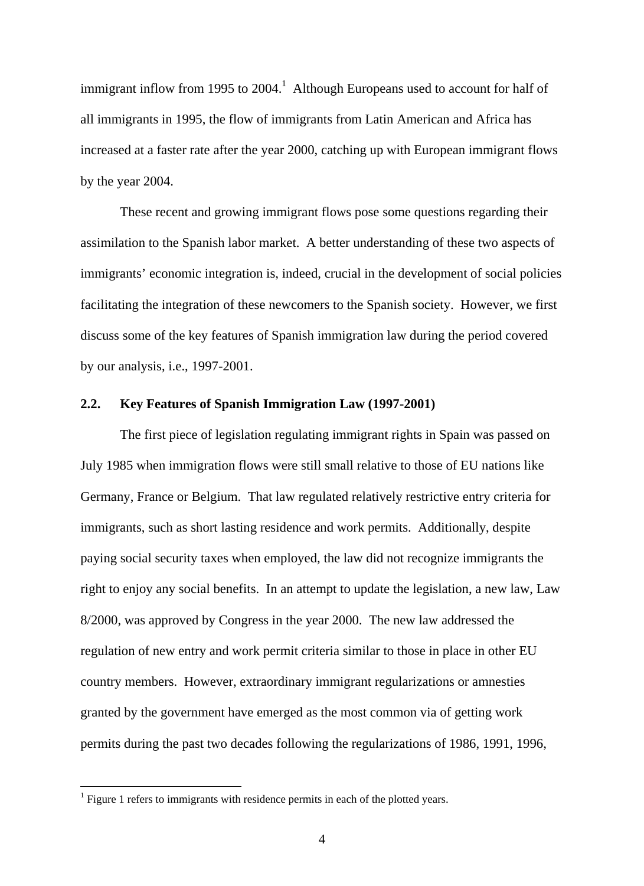immigrant inflow from 1995 to 2004.[1] Although Europeans used to account for half of all immigrants in 1995, the flow of immigrants from Latin American and Africa has increased at a faster rate after the year 2000, catching up with European immigrant flows by the year 2004.

These recent and growing immigrant flows pose some questions regarding their assimilation to the Spanish labor market. A better understanding of these two aspects of immigrants' economic integration is, indeed, crucial in the development of social policies facilitating the integration of these newcomers to the Spanish society. However, we first discuss some of the key features of Spanish immigration law during the period covered by our analysis, i.e., 1997-2001.

### 2.2. Key Features of Spanish Immigration Law (1997-2001)

The first piece of legislation regulating immigrant rights in Spain was passed on July 1985 when immigration flows were still small relative to those of EU nations like Germany, France or Belgium. That law regulated relatively restrictive entry criteria for immigrants, such as short lasting residence and work permits. Additionally, despite paying social security taxes when employed, the law did not recognize immigrants the right to enjoy any social benefits. In an attempt to update the legislation, a new law, Law 8/2000, was approved by Congress in the year 2000. The new law addressed the regulation of new entry and work permit criteria similar to those in place in other EU country members. However, extraordinary immigrant regularizations or amnesties granted by the government have emerged as the most common via of getting work permits during the past two decades following the regularizations of 1986, 1991, 1996,

---

[1] Figure 1 refers to immigrants with residence permits in each of the plotted years.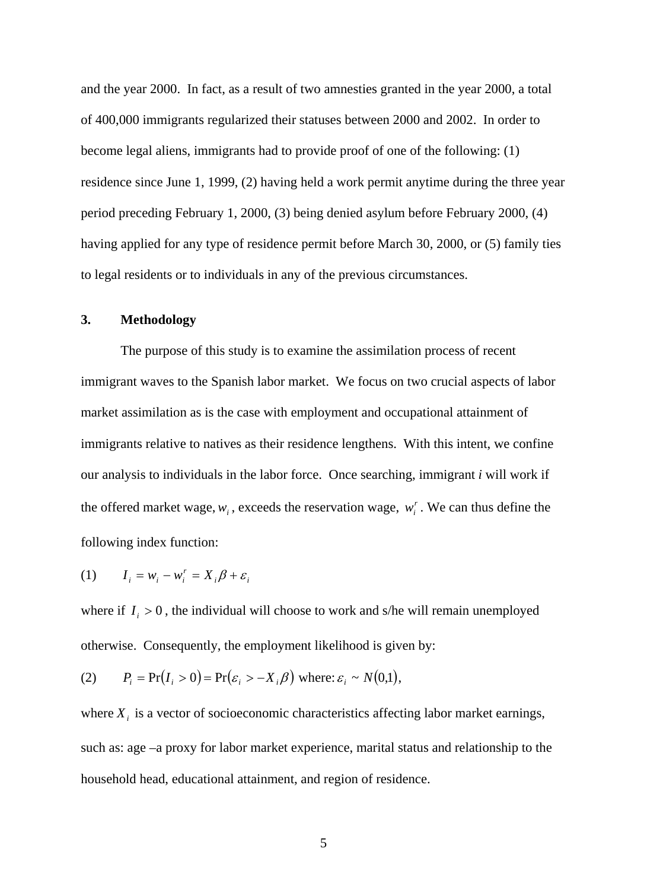and the year 2000. In fact, as a result of two amnesties granted in the year 2000, a total of 400,000 immigrants regularized their statuses between 2000 and 2002. In order to become legal aliens, immigrants had to provide proof of one of the following: (1) residence since June 1, 1999, (2) having held a work permit anytime during the three year period preceding February 1, 2000, (3) being denied asylum before February 2000, (4) having applied for any type of residence permit before March 30, 2000, or (5) family ties to legal residents or to individuals in any of the previous circumstances.

## 3. Methodology

The purpose of this study is to examine the assimilation process of recent immigrant waves to the Spanish labor market. We focus on two crucial aspects of labor market assimilation as is the case with employment and occupational attainment of immigrants relative to natives as their residence lengthens. With this intent, we confine our analysis to individuals in the labor force. Once searching, immigrant *i* will work if the offered market wage, $w_i$, exceeds the reservation wage, $w_i^r$. We can thus define the following index function:

$$(1) \qquad I_i = w_i - w_i^r = X_i \beta + \varepsilon_i$$

where if $I_i > 0$, the individual will choose to work and s/he will remain unemployed otherwise. Consequently, the employment likelihood is given by:

$$(2) \qquad P_i = \Pr(I_i > 0) = \Pr(\varepsilon_i > -X_i \beta) \text{ where: } \varepsilon_i \sim N(0,1),$$

where $X_i$ is a vector of socioeconomic characteristics affecting labor market earnings, such as: age –a proxy for labor market experience, marital status and relationship to the household head, educational attainment, and region of residence.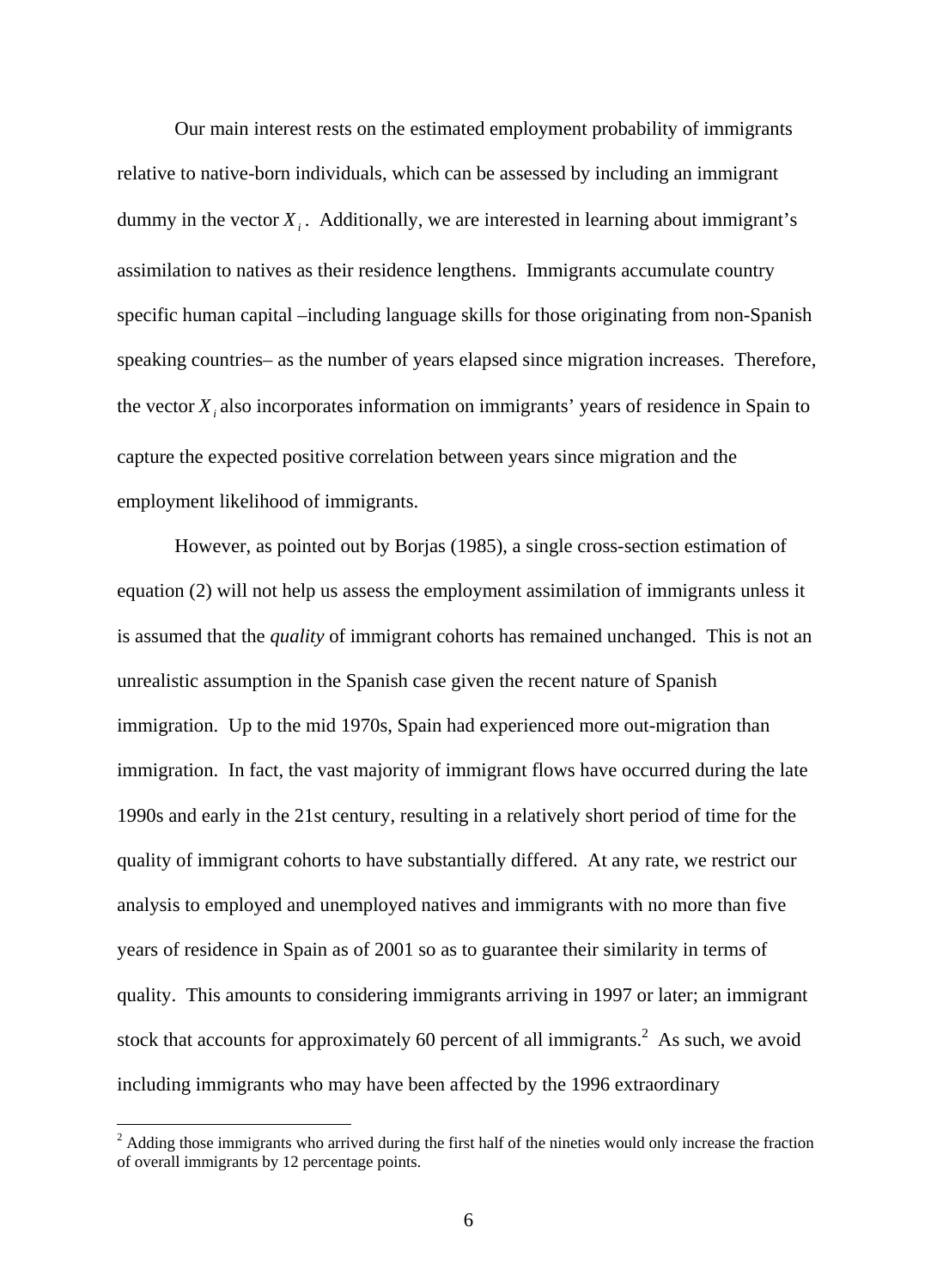Our main interest rests on the estimated employment probability of immigrants relative to native-born individuals, which can be assessed by including an immigrant dummy in the vector $X_i$. Additionally, we are interested in learning about immigrant's assimilation to natives as their residence lengthens. Immigrants accumulate country specific human capital –including language skills for those originating from non-Spanish speaking countries– as the number of years elapsed since migration increases. Therefore, the vector $X_i$ also incorporates information on immigrants' years of residence in Spain to capture the expected positive correlation between years since migration and the employment likelihood of immigrants.

However, as pointed out by Borjas (1985), a single cross-section estimation of equation (2) will not help us assess the employment assimilation of immigrants unless it is assumed that the *quality* of immigrant cohorts has remained unchanged. This is not an unrealistic assumption in the Spanish case given the recent nature of Spanish immigration. Up to the mid 1970s, Spain had experienced more out-migration than immigration. In fact, the vast majority of immigrant flows have occurred during the late 1990s and early in the 21st century, resulting in a relatively short period of time for the quality of immigrant cohorts to have substantially differed. At any rate, we restrict our analysis to employed and unemployed natives and immigrants with no more than five years of residence in Spain as of 2001 so as to guarantee their similarity in terms of quality. This amounts to considering immigrants arriving in 1997 or later; an immigrant stock that accounts for approximately 60 percent of all immigrants.[2] As such, we avoid including immigrants who may have been affected by the 1996 extraordinary

[2] Adding those immigrants who arrived during the first half of the nineties would only increase the fraction of overall immigrants by 12 percentage points.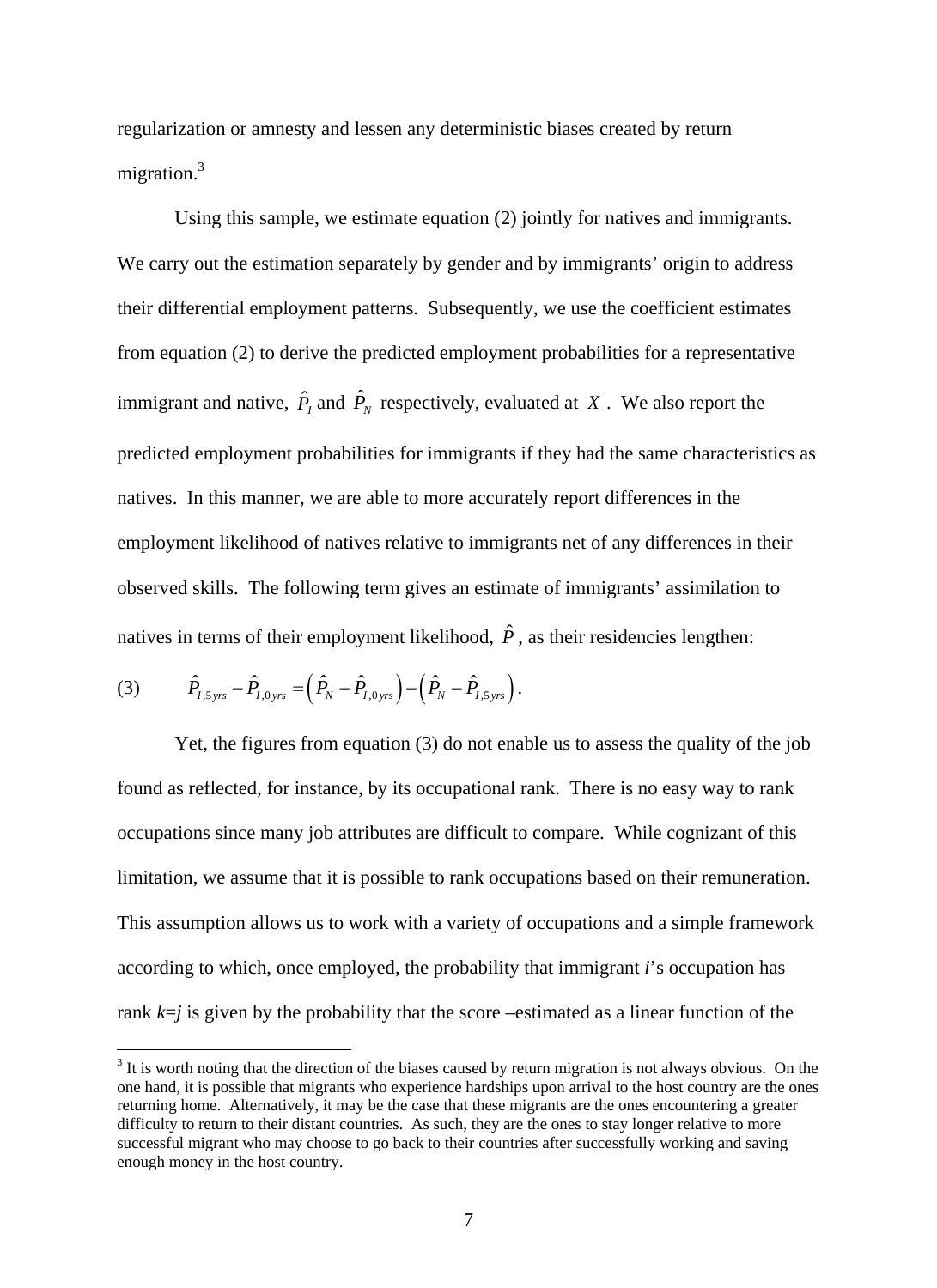regularization or amnesty and lessen any deterministic biases created by return migration.[3]

Using this sample, we estimate equation (2) jointly for natives and immigrants. We carry out the estimation separately by gender and by immigrants' origin to address their differential employment patterns. Subsequently, we use the coefficient estimates from equation (2) to derive the predicted employment probabilities for a representative immigrant and native, $\hat{P}_I$ and $\hat{P}_N$ respectively, evaluated at $\overline{X}$. We also report the predicted employment probabilities for immigrants if they had the same characteristics as natives. In this manner, we are able to more accurately report differences in the employment likelihood of natives relative to immigrants net of any differences in their observed skills. The following term gives an estimate of immigrants' assimilation to natives in terms of their employment likelihood, $\hat{P}$, as their residencies lengthen:

$$\text{(3)} \qquad \hat{P}_{I,5yrs} - \hat{P}_{I,0yrs} = \left(\hat{P}_N - \hat{P}_{I,0yrs}\right) - \left(\hat{P}_N - \hat{P}_{I,5yrs}\right).$$

Yet, the figures from equation (3) do not enable us to assess the quality of the job found as reflected, for instance, by its occupational rank. There is no easy way to rank occupations since many job attributes are difficult to compare. While cognizant of this limitation, we assume that it is possible to rank occupations based on their remuneration. This assumption allows us to work with a variety of occupations and a simple framework according to which, once employed, the probability that immigrant *i*'s occupation has rank $k=j$ is given by the probability that the score –estimated as a linear function of the

[3] It is worth noting that the direction of the biases caused by return migration is not always obvious. On the one hand, it is possible that migrants who experience hardships upon arrival to the host country are the ones returning home. Alternatively, it may be the case that these migrants are the ones encountering a greater difficulty to return to their distant countries. As such, they are the ones to stay longer relative to more successful migrant who may choose to go back to their countries after successfully working and saving enough money in the host country.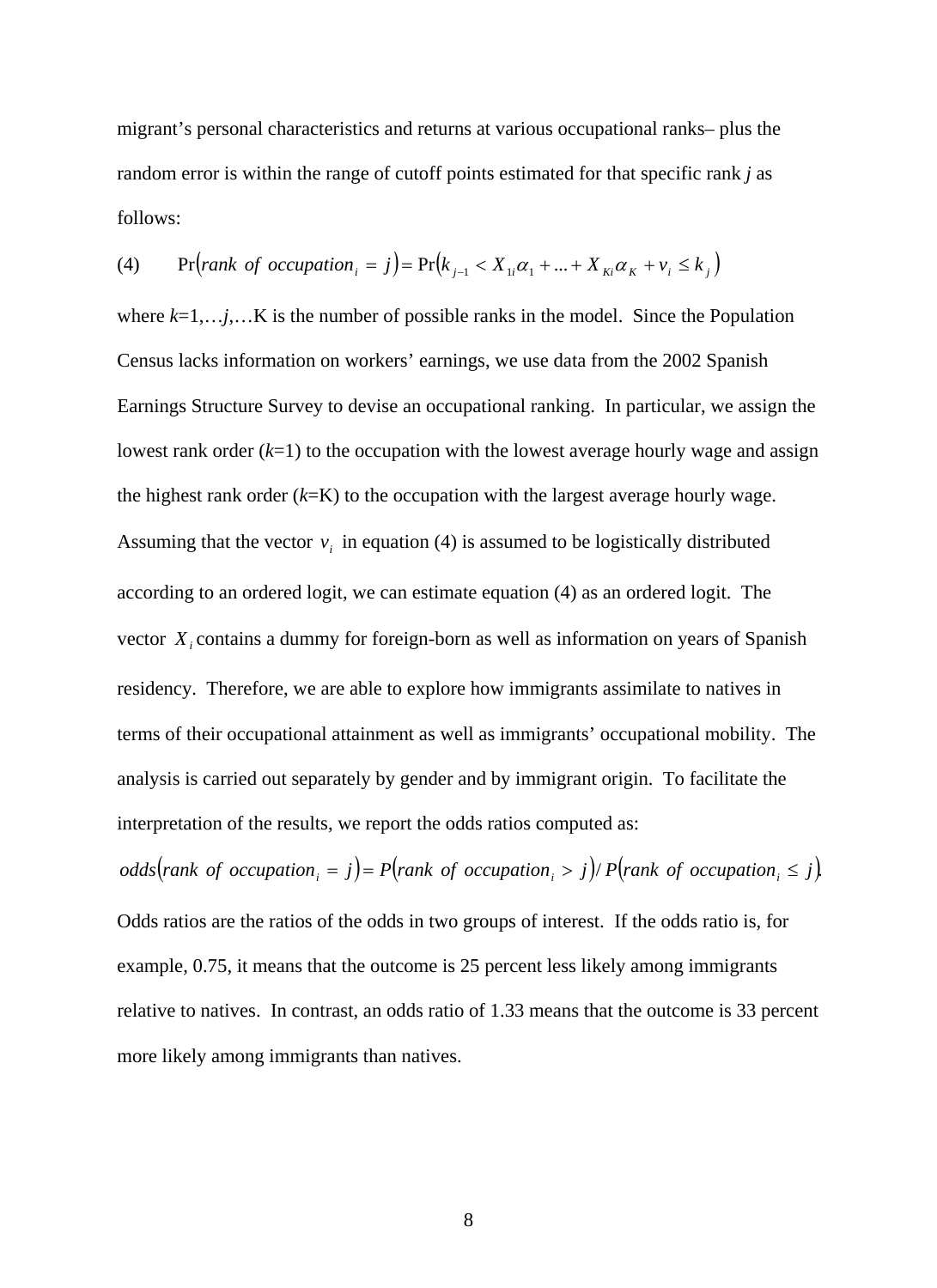migrant's personal characteristics and returns at various occupational ranks– plus the random error is within the range of cutoff points estimated for that specific rank *j* as follows:

$$\text{(4)} \qquad \Pr\left(rank\ of\ occupation_i = j\right) = \Pr\left(k_{j-1} < X_{1i}\alpha_1 + ... + X_{Ki}\alpha_K + v_i \le k_j\right)$$

where *k*=1,…*j*,…K is the number of possible ranks in the model. Since the Population Census lacks information on workers' earnings, we use data from the 2002 Spanish Earnings Structure Survey to devise an occupational ranking. In particular, we assign the lowest rank order (*k*=1) to the occupation with the lowest average hourly wage and assign the highest rank order (*k*=K) to the occupation with the largest average hourly wage. Assuming that the vector $v_i$ in equation (4) is assumed to be logistically distributed according to an ordered logit, we can estimate equation (4) as an ordered logit. The vector $X_i$ contains a dummy for foreign-born as well as information on years of Spanish residency. Therefore, we are able to explore how immigrants assimilate to natives in terms of their occupational attainment as well as immigrants' occupational mobility. The analysis is carried out separately by gender and by immigrant origin. To facilitate the interpretation of the results, we report the odds ratios computed as:

$$odds\left(rank\ of\ occupation_i = j\right) = P\left(rank\ of\ occupation_i > j\right) / P\left(rank\ of\ occupation_i \le j\right).$$

Odds ratios are the ratios of the odds in two groups of interest. If the odds ratio is, for example, 0.75, it means that the outcome is 25 percent less likely among immigrants relative to natives. In contrast, an odds ratio of 1.33 means that the outcome is 33 percent more likely among immigrants than natives.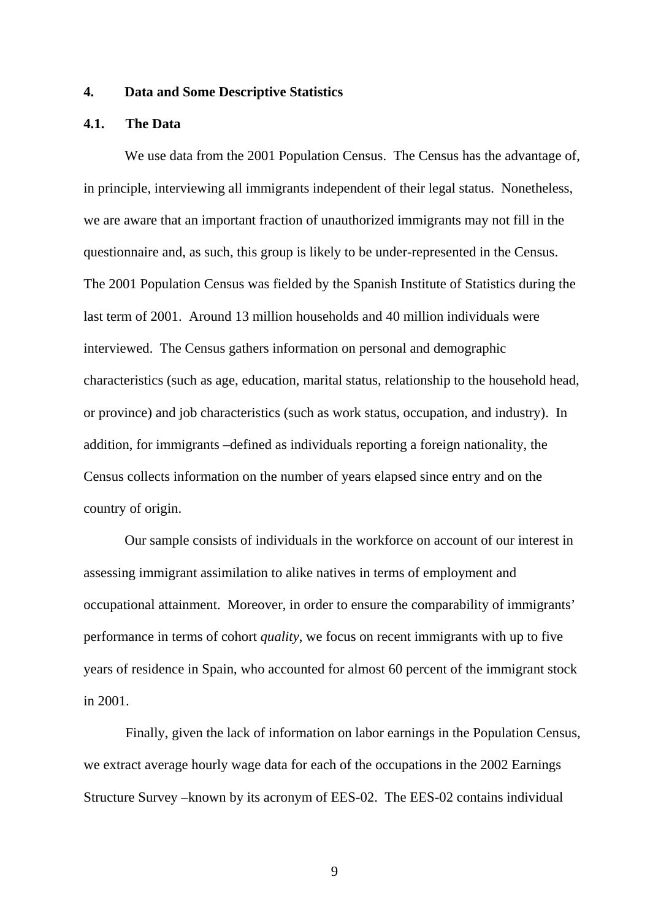## 4. Data and Some Descriptive Statistics

### 4.1. The Data

We use data from the 2001 Population Census. The Census has the advantage of, in principle, interviewing all immigrants independent of their legal status. Nonetheless, we are aware that an important fraction of unauthorized immigrants may not fill in the questionnaire and, as such, this group is likely to be under-represented in the Census. The 2001 Population Census was fielded by the Spanish Institute of Statistics during the last term of 2001. Around 13 million households and 40 million individuals were interviewed. The Census gathers information on personal and demographic characteristics (such as age, education, marital status, relationship to the household head, or province) and job characteristics (such as work status, occupation, and industry). In addition, for immigrants –defined as individuals reporting a foreign nationality, the Census collects information on the number of years elapsed since entry and on the country of origin.

Our sample consists of individuals in the workforce on account of our interest in assessing immigrant assimilation to alike natives in terms of employment and occupational attainment. Moreover, in order to ensure the comparability of immigrants' performance in terms of cohort *quality*, we focus on recent immigrants with up to five years of residence in Spain, who accounted for almost 60 percent of the immigrant stock in 2001.

Finally, given the lack of information on labor earnings in the Population Census, we extract average hourly wage data for each of the occupations in the 2002 Earnings Structure Survey –known by its acronym of EES-02. The EES-02 contains individual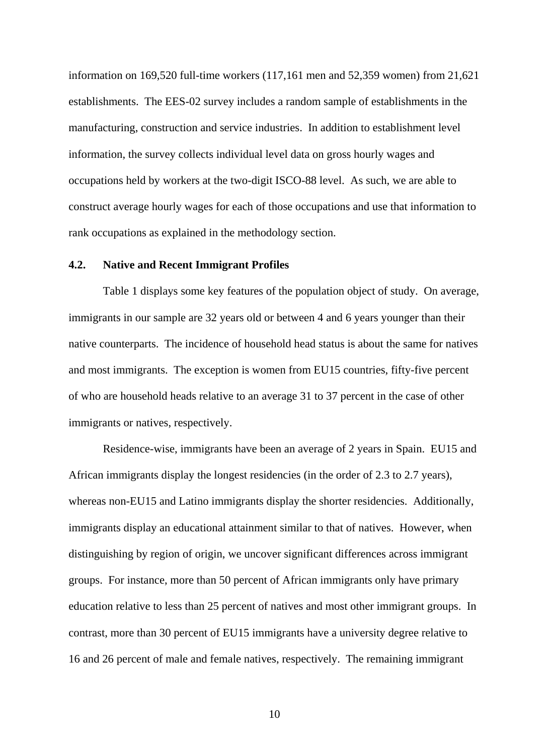information on 169,520 full-time workers (117,161 men and 52,359 women) from 21,621 establishments. The EES-02 survey includes a random sample of establishments in the manufacturing, construction and service industries. In addition to establishment level information, the survey collects individual level data on gross hourly wages and occupations held by workers at the two-digit ISCO-88 level. As such, we are able to construct average hourly wages for each of those occupations and use that information to rank occupations as explained in the methodology section.

### 4.2. Native and Recent Immigrant Profiles

Table 1 displays some key features of the population object of study. On average, immigrants in our sample are 32 years old or between 4 and 6 years younger than their native counterparts. The incidence of household head status is about the same for natives and most immigrants. The exception is women from EU15 countries, fifty-five percent of who are household heads relative to an average 31 to 37 percent in the case of other immigrants or natives, respectively.

Residence-wise, immigrants have been an average of 2 years in Spain. EU15 and African immigrants display the longest residencies (in the order of 2.3 to 2.7 years), whereas non-EU15 and Latino immigrants display the shorter residencies. Additionally, immigrants display an educational attainment similar to that of natives. However, when distinguishing by region of origin, we uncover significant differences across immigrant groups. For instance, more than 50 percent of African immigrants only have primary education relative to less than 25 percent of natives and most other immigrant groups. In contrast, more than 30 percent of EU15 immigrants have a university degree relative to 16 and 26 percent of male and female natives, respectively. The remaining immigrant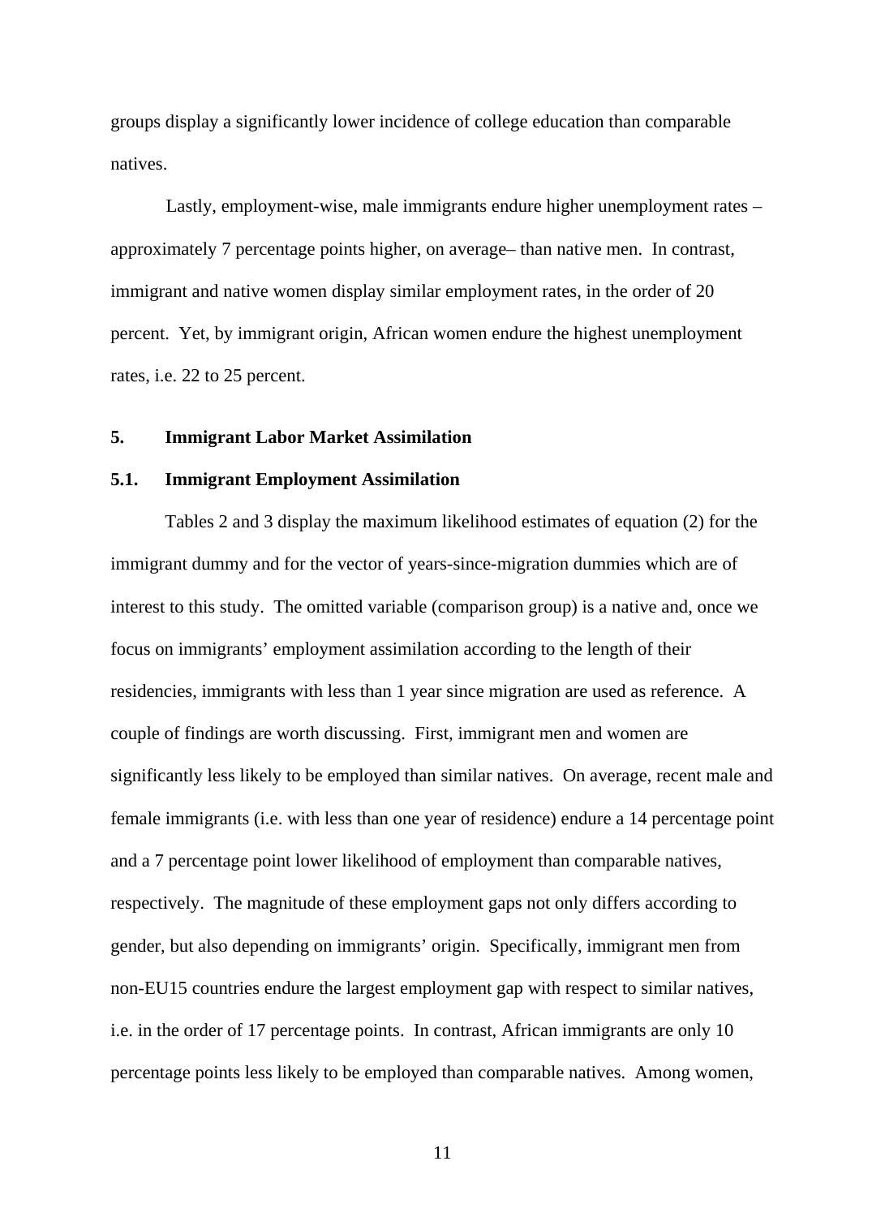groups display a significantly lower incidence of college education than comparable natives.

Lastly, employment-wise, male immigrants endure higher unemployment rates – approximately 7 percentage points higher, on average– than native men. In contrast, immigrant and native women display similar employment rates, in the order of 20 percent. Yet, by immigrant origin, African women endure the highest unemployment rates, i.e. 22 to 25 percent.

## 5. Immigrant Labor Market Assimilation

### 5.1. Immigrant Employment Assimilation

Tables 2 and 3 display the maximum likelihood estimates of equation (2) for the immigrant dummy and for the vector of years-since-migration dummies which are of interest to this study. The omitted variable (comparison group) is a native and, once we focus on immigrants' employment assimilation according to the length of their residencies, immigrants with less than 1 year since migration are used as reference. A couple of findings are worth discussing. First, immigrant men and women are significantly less likely to be employed than similar natives. On average, recent male and female immigrants (i.e. with less than one year of residence) endure a 14 percentage point and a 7 percentage point lower likelihood of employment than comparable natives, respectively. The magnitude of these employment gaps not only differs according to gender, but also depending on immigrants' origin. Specifically, immigrant men from non-EU15 countries endure the largest employment gap with respect to similar natives, i.e. in the order of 17 percentage points. In contrast, African immigrants are only 10 percentage points less likely to be employed than comparable natives. Among women,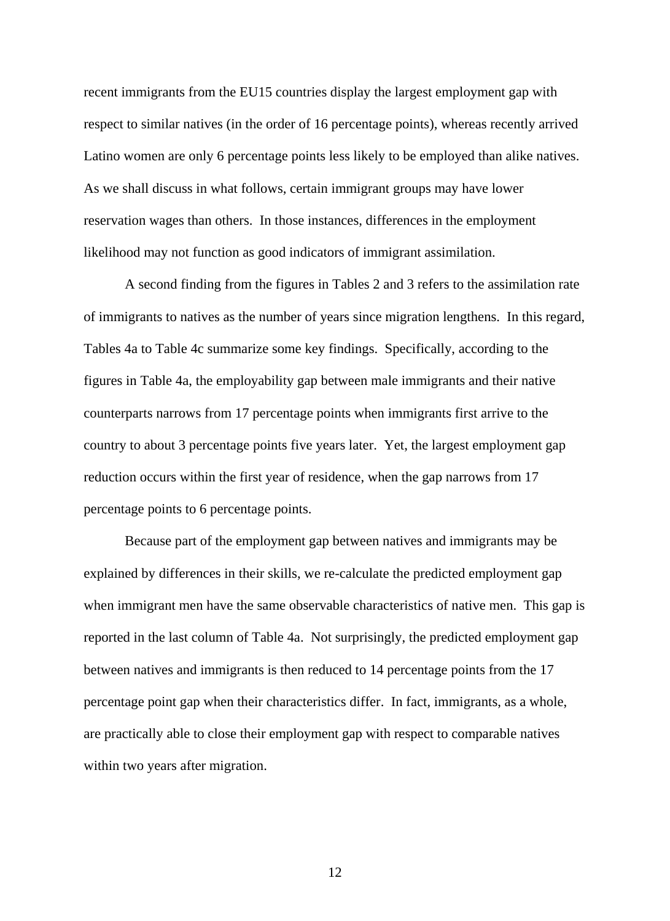recent immigrants from the EU15 countries display the largest employment gap with respect to similar natives (in the order of 16 percentage points), whereas recently arrived Latino women are only 6 percentage points less likely to be employed than alike natives. As we shall discuss in what follows, certain immigrant groups may have lower reservation wages than others. In those instances, differences in the employment likelihood may not function as good indicators of immigrant assimilation.

A second finding from the figures in Tables 2 and 3 refers to the assimilation rate of immigrants to natives as the number of years since migration lengthens. In this regard, Tables 4a to Table 4c summarize some key findings. Specifically, according to the figures in Table 4a, the employability gap between male immigrants and their native counterparts narrows from 17 percentage points when immigrants first arrive to the country to about 3 percentage points five years later. Yet, the largest employment gap reduction occurs within the first year of residence, when the gap narrows from 17 percentage points to 6 percentage points.

Because part of the employment gap between natives and immigrants may be explained by differences in their skills, we re-calculate the predicted employment gap when immigrant men have the same observable characteristics of native men. This gap is reported in the last column of Table 4a. Not surprisingly, the predicted employment gap between natives and immigrants is then reduced to 14 percentage points from the 17 percentage point gap when their characteristics differ. In fact, immigrants, as a whole, are practically able to close their employment gap with respect to comparable natives within two years after migration.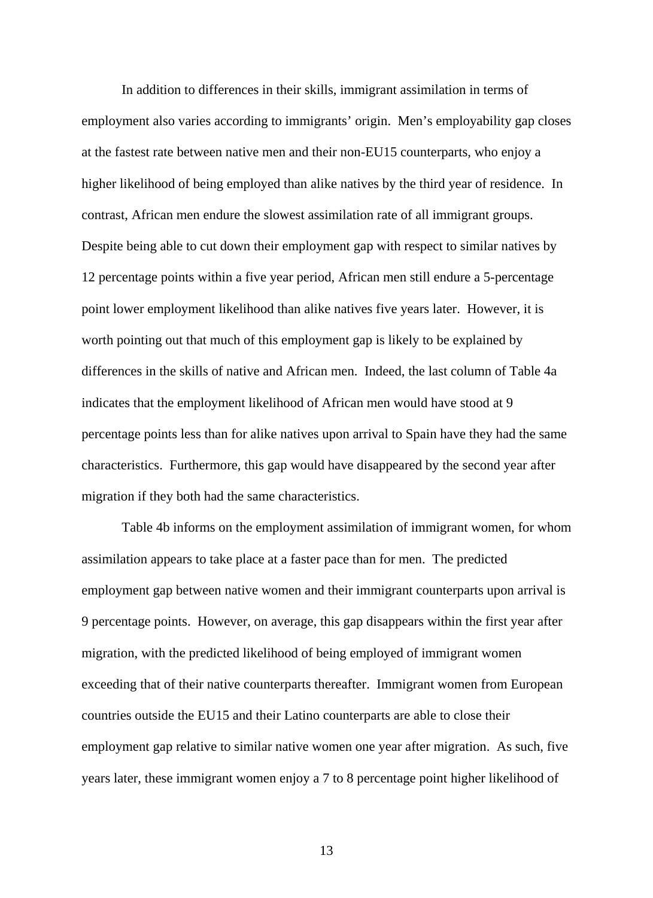In addition to differences in their skills, immigrant assimilation in terms of employment also varies according to immigrants' origin. Men's employability gap closes at the fastest rate between native men and their non-EU15 counterparts, who enjoy a higher likelihood of being employed than alike natives by the third year of residence. In contrast, African men endure the slowest assimilation rate of all immigrant groups. Despite being able to cut down their employment gap with respect to similar natives by 12 percentage points within a five year period, African men still endure a 5-percentage point lower employment likelihood than alike natives five years later. However, it is worth pointing out that much of this employment gap is likely to be explained by differences in the skills of native and African men. Indeed, the last column of Table 4a indicates that the employment likelihood of African men would have stood at 9 percentage points less than for alike natives upon arrival to Spain have they had the same characteristics. Furthermore, this gap would have disappeared by the second year after migration if they both had the same characteristics.

Table 4b informs on the employment assimilation of immigrant women, for whom assimilation appears to take place at a faster pace than for men. The predicted employment gap between native women and their immigrant counterparts upon arrival is 9 percentage points. However, on average, this gap disappears within the first year after migration, with the predicted likelihood of being employed of immigrant women exceeding that of their native counterparts thereafter. Immigrant women from European countries outside the EU15 and their Latino counterparts are able to close their employment gap relative to similar native women one year after migration. As such, five years later, these immigrant women enjoy a 7 to 8 percentage point higher likelihood of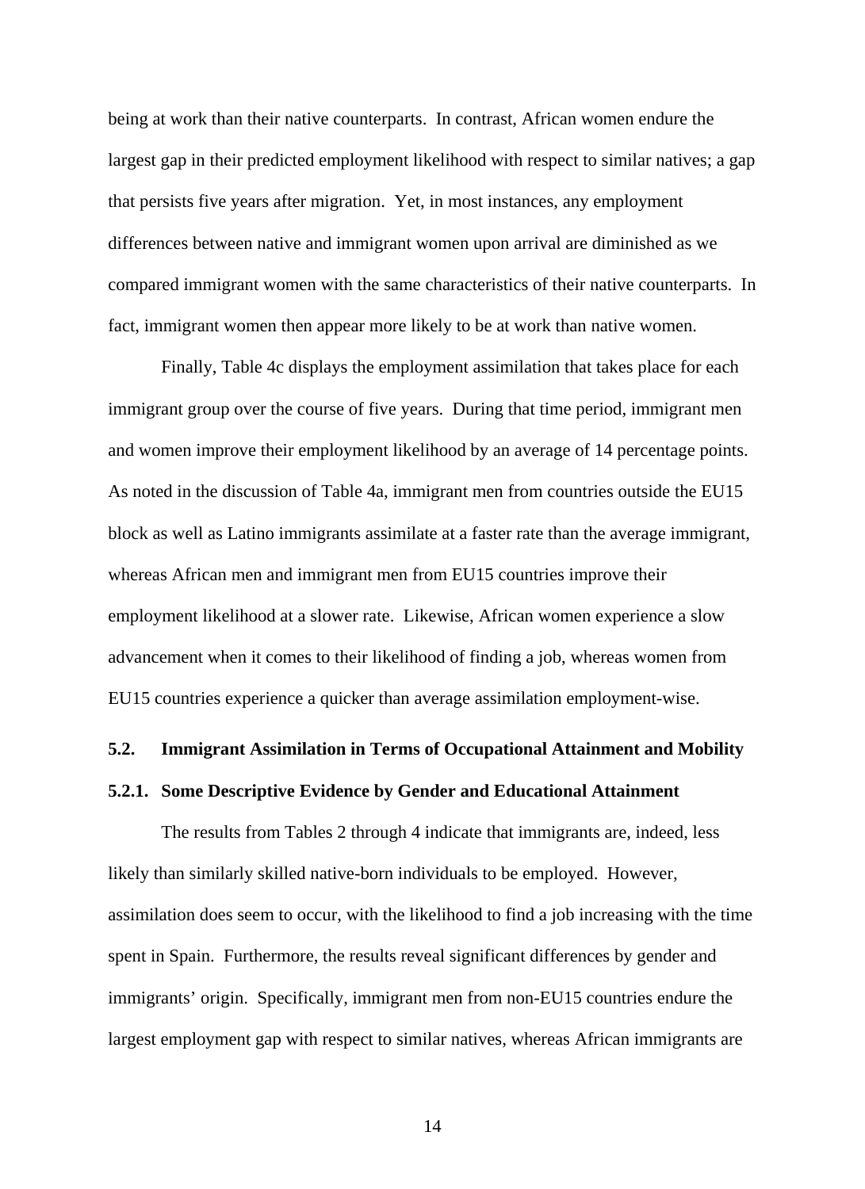being at work than their native counterparts. In contrast, African women endure the largest gap in their predicted employment likelihood with respect to similar natives; a gap that persists five years after migration. Yet, in most instances, any employment differences between native and immigrant women upon arrival are diminished as we compared immigrant women with the same characteristics of their native counterparts. In fact, immigrant women then appear more likely to be at work than native women.

Finally, Table 4c displays the employment assimilation that takes place for each immigrant group over the course of five years. During that time period, immigrant men and women improve their employment likelihood by an average of 14 percentage points. As noted in the discussion of Table 4a, immigrant men from countries outside the EU15 block as well as Latino immigrants assimilate at a faster rate than the average immigrant, whereas African men and immigrant men from EU15 countries improve their employment likelihood at a slower rate. Likewise, African women experience a slow advancement when it comes to their likelihood of finding a job, whereas women from EU15 countries experience a quicker than average assimilation employment-wise.

## 5.2. Immigrant Assimilation in Terms of Occupational Attainment and Mobility

### 5.2.1. Some Descriptive Evidence by Gender and Educational Attainment

The results from Tables 2 through 4 indicate that immigrants are, indeed, less likely than similarly skilled native-born individuals to be employed. However, assimilation does seem to occur, with the likelihood to find a job increasing with the time spent in Spain. Furthermore, the results reveal significant differences by gender and immigrants' origin. Specifically, immigrant men from non-EU15 countries endure the largest employment gap with respect to similar natives, whereas African immigrants are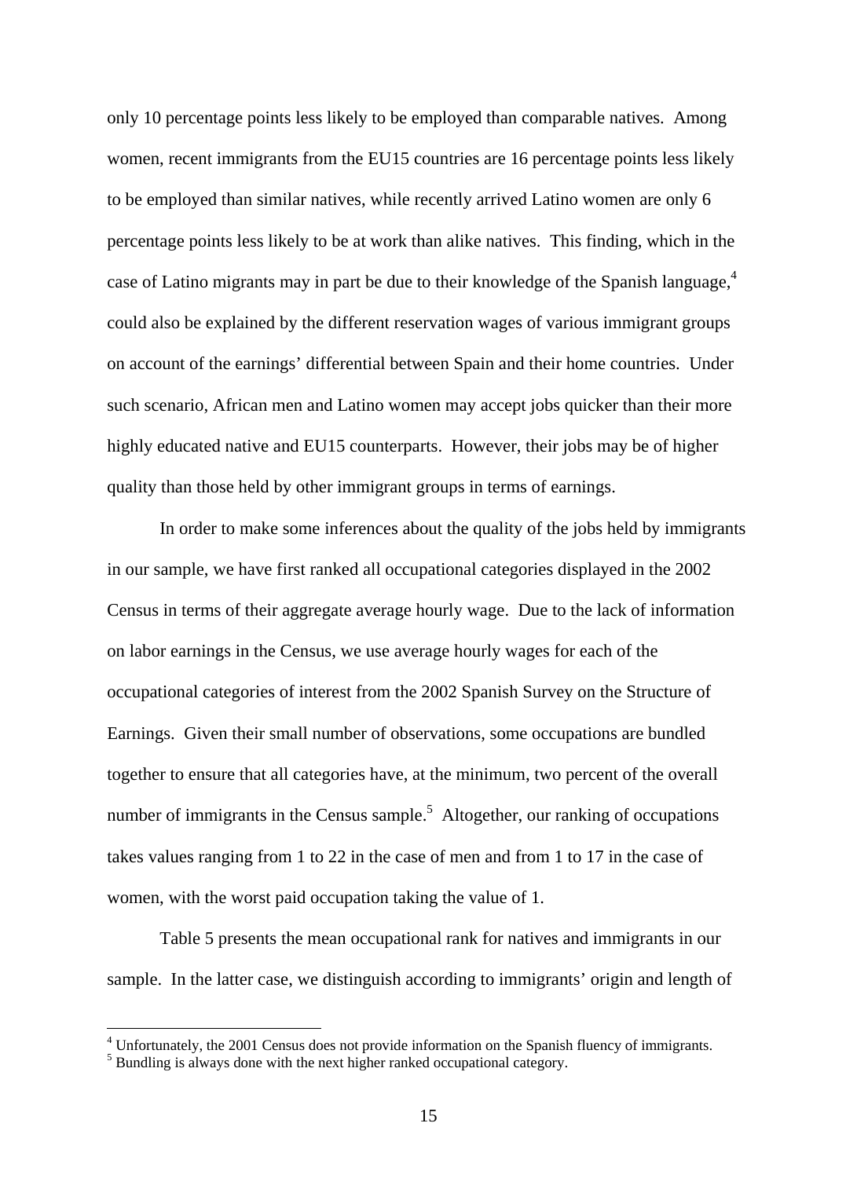only 10 percentage points less likely to be employed than comparable natives. Among women, recent immigrants from the EU15 countries are 16 percentage points less likely to be employed than similar natives, while recently arrived Latino women are only 6 percentage points less likely to be at work than alike natives. This finding, which in the case of Latino migrants may in part be due to their knowledge of the Spanish language,[4] could also be explained by the different reservation wages of various immigrant groups on account of the earnings' differential between Spain and their home countries. Under such scenario, African men and Latino women may accept jobs quicker than their more highly educated native and EU15 counterparts. However, their jobs may be of higher quality than those held by other immigrant groups in terms of earnings.

In order to make some inferences about the quality of the jobs held by immigrants in our sample, we have first ranked all occupational categories displayed in the 2002 Census in terms of their aggregate average hourly wage. Due to the lack of information on labor earnings in the Census, we use average hourly wages for each of the occupational categories of interest from the 2002 Spanish Survey on the Structure of Earnings. Given their small number of observations, some occupations are bundled together to ensure that all categories have, at the minimum, two percent of the overall number of immigrants in the Census sample.[5] Altogether, our ranking of occupations takes values ranging from 1 to 22 in the case of men and from 1 to 17 in the case of women, with the worst paid occupation taking the value of 1.

Table 5 presents the mean occupational rank for natives and immigrants in our sample. In the latter case, we distinguish according to immigrants' origin and length of

---

[4] Unfortunately, the 2001 Census does not provide information on the Spanish fluency of immigrants.

[5] Bundling is always done with the next higher ranked occupational category.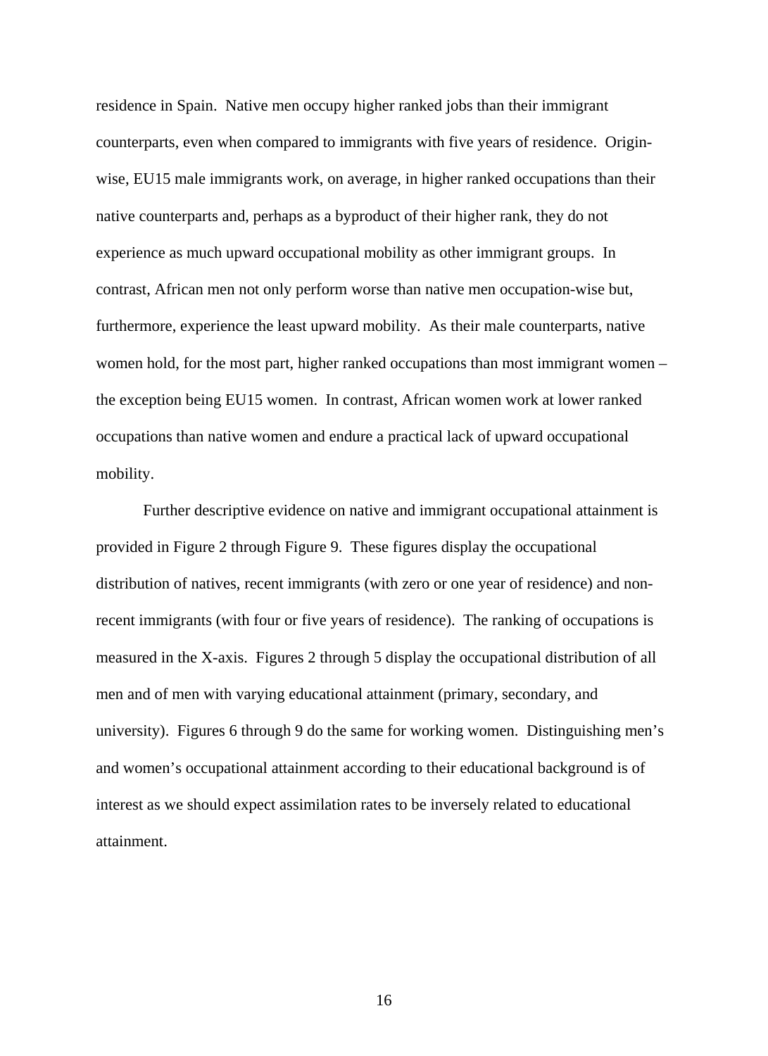residence in Spain. Native men occupy higher ranked jobs than their immigrant counterparts, even when compared to immigrants with five years of residence. Origin-wise, EU15 male immigrants work, on average, in higher ranked occupations than their native counterparts and, perhaps as a byproduct of their higher rank, they do not experience as much upward occupational mobility as other immigrant groups. In contrast, African men not only perform worse than native men occupation-wise but, furthermore, experience the least upward mobility. As their male counterparts, native women hold, for the most part, higher ranked occupations than most immigrant women – the exception being EU15 women. In contrast, African women work at lower ranked occupations than native women and endure a practical lack of upward occupational mobility.

Further descriptive evidence on native and immigrant occupational attainment is provided in Figure 2 through Figure 9. These figures display the occupational distribution of natives, recent immigrants (with zero or one year of residence) and non-recent immigrants (with four or five years of residence). The ranking of occupations is measured in the X-axis. Figures 2 through 5 display the occupational distribution of all men and of men with varying educational attainment (primary, secondary, and university). Figures 6 through 9 do the same for working women. Distinguishing men's and women's occupational attainment according to their educational background is of interest as we should expect assimilation rates to be inversely related to educational attainment.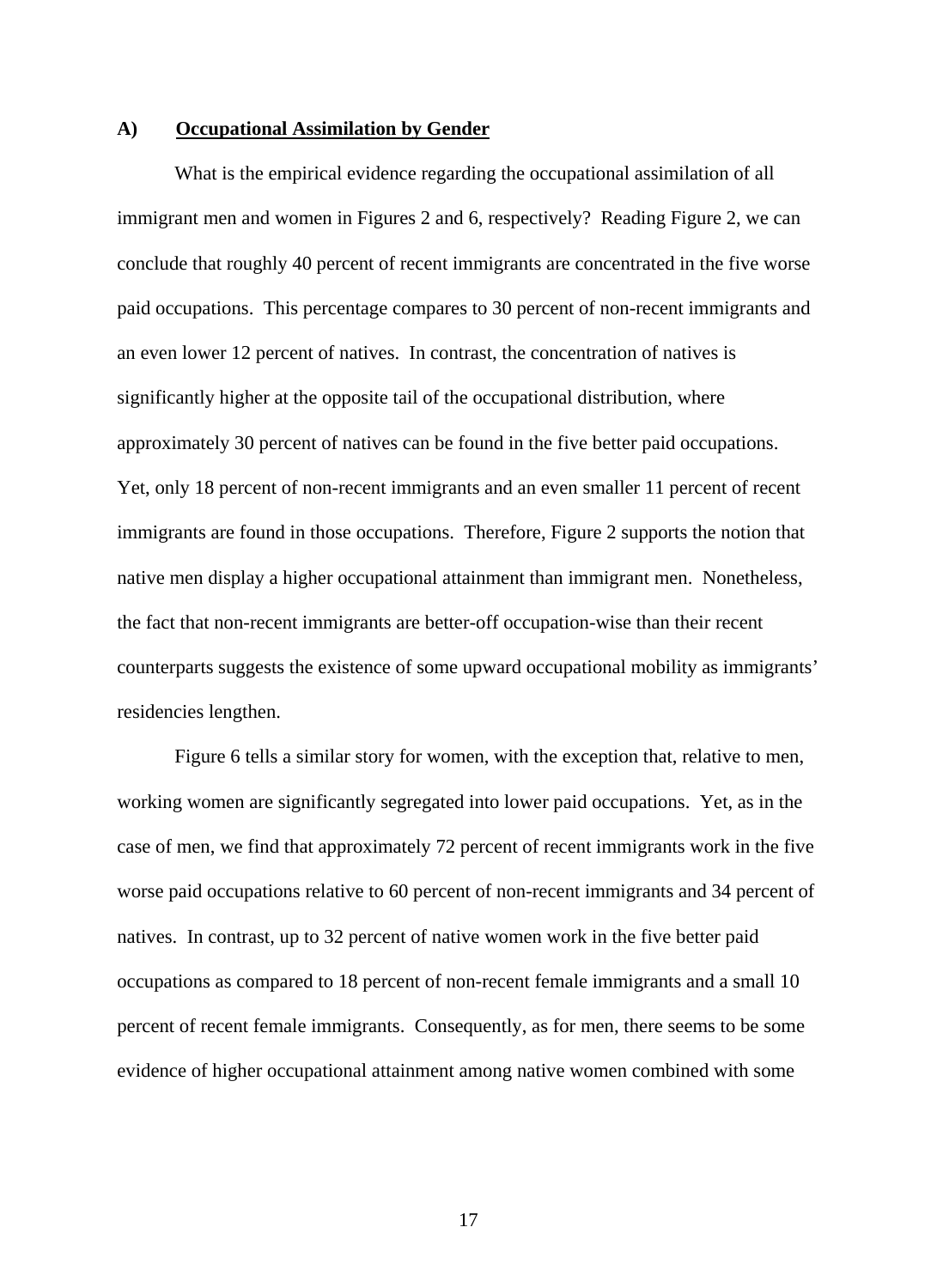### A) <u>Occupational Assimilation by Gender</u>

What is the empirical evidence regarding the occupational assimilation of all immigrant men and women in Figures 2 and 6, respectively? Reading Figure 2, we can conclude that roughly 40 percent of recent immigrants are concentrated in the five worse paid occupations. This percentage compares to 30 percent of non-recent immigrants and an even lower 12 percent of natives. In contrast, the concentration of natives is significantly higher at the opposite tail of the occupational distribution, where approximately 30 percent of natives can be found in the five better paid occupations. Yet, only 18 percent of non-recent immigrants and an even smaller 11 percent of recent immigrants are found in those occupations. Therefore, Figure 2 supports the notion that native men display a higher occupational attainment than immigrant men. Nonetheless, the fact that non-recent immigrants are better-off occupation-wise than their recent counterparts suggests the existence of some upward occupational mobility as immigrants' residencies lengthen.

Figure 6 tells a similar story for women, with the exception that, relative to men, working women are significantly segregated into lower paid occupations. Yet, as in the case of men, we find that approximately 72 percent of recent immigrants work in the five worse paid occupations relative to 60 percent of non-recent immigrants and 34 percent of natives. In contrast, up to 32 percent of native women work in the five better paid occupations as compared to 18 percent of non-recent female immigrants and a small 10 percent of recent female immigrants. Consequently, as for men, there seems to be some evidence of higher occupational attainment among native women combined with some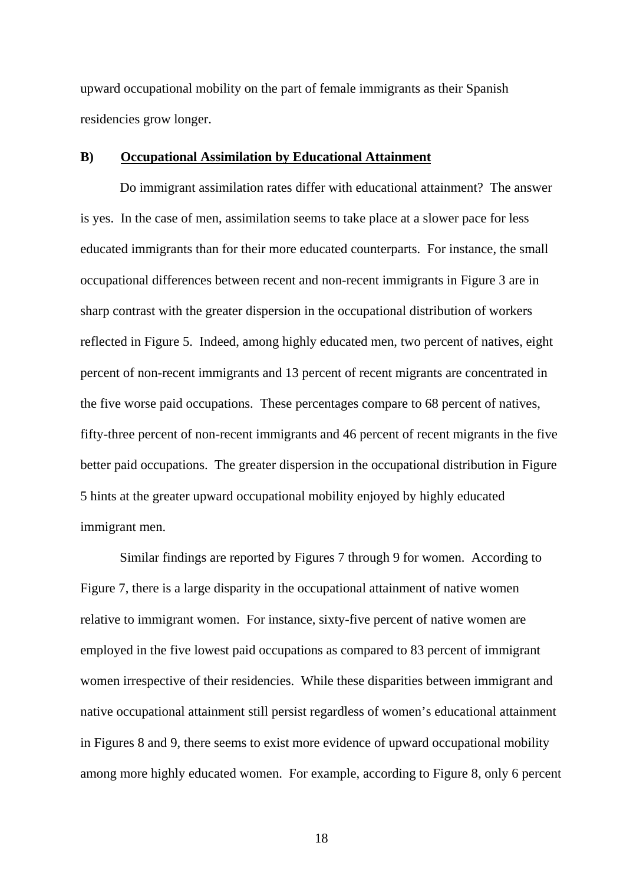upward occupational mobility on the part of female immigrants as their Spanish residencies grow longer.

### B) <u>Occupational Assimilation by Educational Attainment</u>

Do immigrant assimilation rates differ with educational attainment? The answer is yes. In the case of men, assimilation seems to take place at a slower pace for less educated immigrants than for their more educated counterparts. For instance, the small occupational differences between recent and non-recent immigrants in Figure 3 are in sharp contrast with the greater dispersion in the occupational distribution of workers reflected in Figure 5. Indeed, among highly educated men, two percent of natives, eight percent of non-recent immigrants and 13 percent of recent migrants are concentrated in the five worse paid occupations. These percentages compare to 68 percent of natives, fifty-three percent of non-recent immigrants and 46 percent of recent migrants in the five better paid occupations. The greater dispersion in the occupational distribution in Figure 5 hints at the greater upward occupational mobility enjoyed by highly educated immigrant men.

Similar findings are reported by Figures 7 through 9 for women. According to Figure 7, there is a large disparity in the occupational attainment of native women relative to immigrant women. For instance, sixty-five percent of native women are employed in the five lowest paid occupations as compared to 83 percent of immigrant women irrespective of their residencies. While these disparities between immigrant and native occupational attainment still persist regardless of women's educational attainment in Figures 8 and 9, there seems to exist more evidence of upward occupational mobility among more highly educated women. For example, according to Figure 8, only 6 percent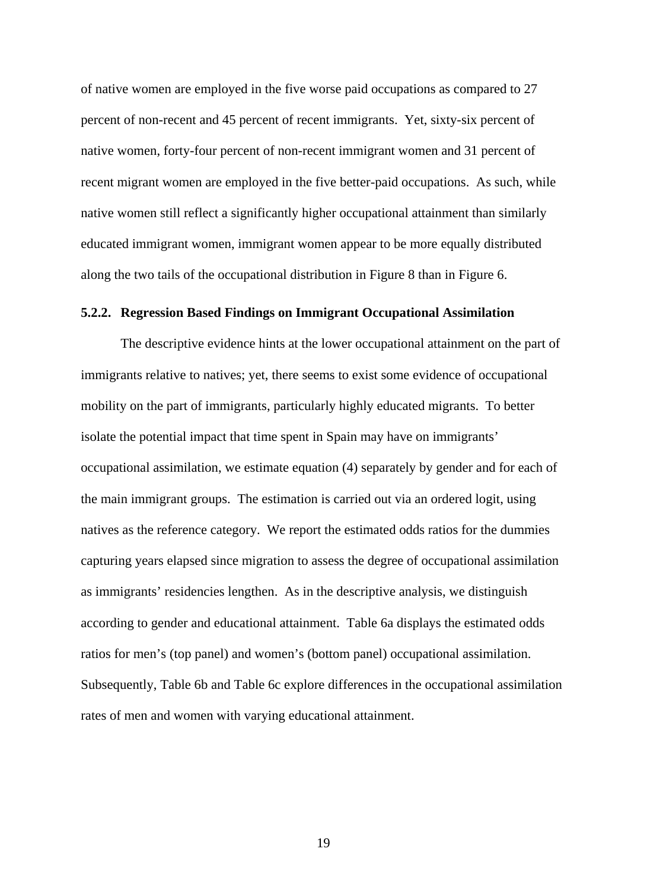of native women are employed in the five worse paid occupations as compared to 27 percent of non-recent and 45 percent of recent immigrants. Yet, sixty-six percent of native women, forty-four percent of non-recent immigrant women and 31 percent of recent migrant women are employed in the five better-paid occupations. As such, while native women still reflect a significantly higher occupational attainment than similarly educated immigrant women, immigrant women appear to be more equally distributed along the two tails of the occupational distribution in Figure 8 than in Figure 6.

### 5.2.2. Regression Based Findings on Immigrant Occupational Assimilation

The descriptive evidence hints at the lower occupational attainment on the part of immigrants relative to natives; yet, there seems to exist some evidence of occupational mobility on the part of immigrants, particularly highly educated migrants. To better isolate the potential impact that time spent in Spain may have on immigrants' occupational assimilation, we estimate equation (4) separately by gender and for each of the main immigrant groups. The estimation is carried out via an ordered logit, using natives as the reference category. We report the estimated odds ratios for the dummies capturing years elapsed since migration to assess the degree of occupational assimilation as immigrants' residencies lengthen. As in the descriptive analysis, we distinguish according to gender and educational attainment. Table 6a displays the estimated odds ratios for men's (top panel) and women's (bottom panel) occupational assimilation. Subsequently, Table 6b and Table 6c explore differences in the occupational assimilation rates of men and women with varying educational attainment.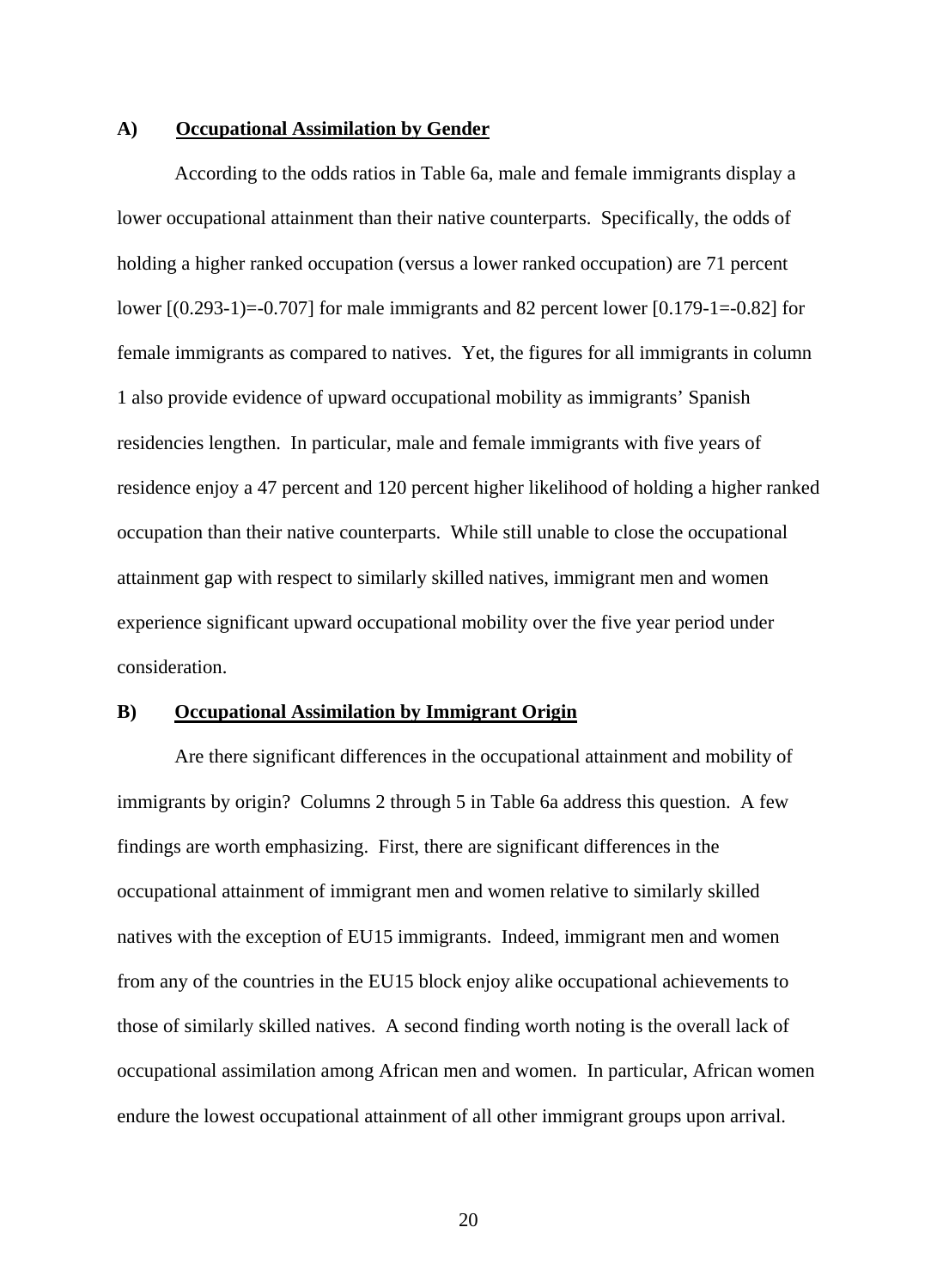### A) Occupational Assimilation by Gender

According to the odds ratios in Table 6a, male and female immigrants display a lower occupational attainment than their native counterparts. Specifically, the odds of holding a higher ranked occupation (versus a lower ranked occupation) are 71 percent lower [(0.293-1)=-0.707] for male immigrants and 82 percent lower [0.179-1=-0.82] for female immigrants as compared to natives. Yet, the figures for all immigrants in column 1 also provide evidence of upward occupational mobility as immigrants' Spanish residencies lengthen. In particular, male and female immigrants with five years of residence enjoy a 47 percent and 120 percent higher likelihood of holding a higher ranked occupation than their native counterparts. While still unable to close the occupational attainment gap with respect to similarly skilled natives, immigrant men and women experience significant upward occupational mobility over the five year period under consideration.

### B) Occupational Assimilation by Immigrant Origin

Are there significant differences in the occupational attainment and mobility of immigrants by origin? Columns 2 through 5 in Table 6a address this question. A few findings are worth emphasizing. First, there are significant differences in the occupational attainment of immigrant men and women relative to similarly skilled natives with the exception of EU15 immigrants. Indeed, immigrant men and women from any of the countries in the EU15 block enjoy alike occupational achievements to those of similarly skilled natives. A second finding worth noting is the overall lack of occupational assimilation among African men and women. In particular, African women endure the lowest occupational attainment of all other immigrant groups upon arrival.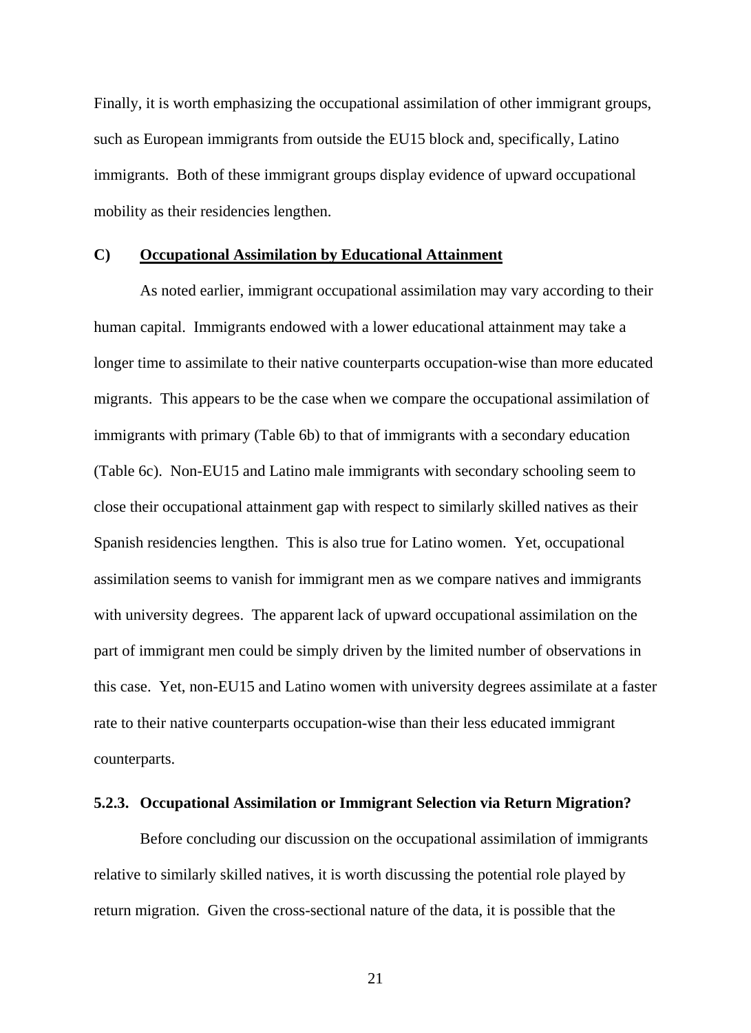Finally, it is worth emphasizing the occupational assimilation of other immigrant groups, such as European immigrants from outside the EU15 block and, specifically, Latino immigrants. Both of these immigrant groups display evidence of upward occupational mobility as their residencies lengthen.

### C) <u>Occupational Assimilation by Educational Attainment</u>

As noted earlier, immigrant occupational assimilation may vary according to their human capital. Immigrants endowed with a lower educational attainment may take a longer time to assimilate to their native counterparts occupation-wise than more educated migrants. This appears to be the case when we compare the occupational assimilation of immigrants with primary (Table 6b) to that of immigrants with a secondary education (Table 6c). Non-EU15 and Latino male immigrants with secondary schooling seem to close their occupational attainment gap with respect to similarly skilled natives as their Spanish residencies lengthen. This is also true for Latino women. Yet, occupational assimilation seems to vanish for immigrant men as we compare natives and immigrants with university degrees. The apparent lack of upward occupational assimilation on the part of immigrant men could be simply driven by the limited number of observations in this case. Yet, non-EU15 and Latino women with university degrees assimilate at a faster rate to their native counterparts occupation-wise than their less educated immigrant counterparts.

### 5.2.3. Occupational Assimilation or Immigrant Selection via Return Migration?

Before concluding our discussion on the occupational assimilation of immigrants relative to similarly skilled natives, it is worth discussing the potential role played by return migration. Given the cross-sectional nature of the data, it is possible that the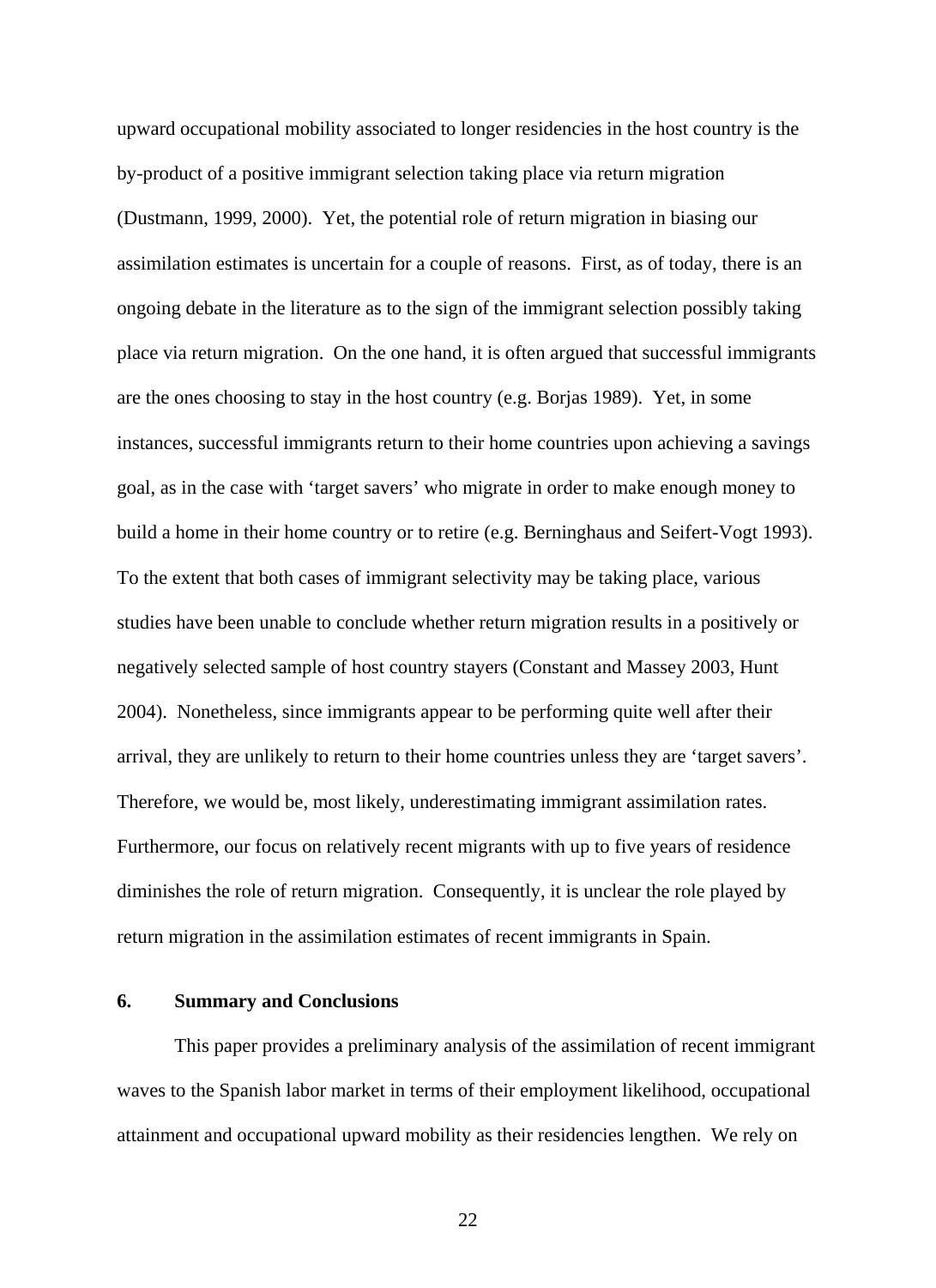upward occupational mobility associated to longer residencies in the host country is the by-product of a positive immigrant selection taking place via return migration (Dustmann, 1999, 2000). Yet, the potential role of return migration in biasing our assimilation estimates is uncertain for a couple of reasons. First, as of today, there is an ongoing debate in the literature as to the sign of the immigrant selection possibly taking place via return migration. On the one hand, it is often argued that successful immigrants are the ones choosing to stay in the host country (e.g. Borjas 1989). Yet, in some instances, successful immigrants return to their home countries upon achieving a savings goal, as in the case with 'target savers' who migrate in order to make enough money to build a home in their home country or to retire (e.g. Berninghaus and Seifert-Vogt 1993). To the extent that both cases of immigrant selectivity may be taking place, various studies have been unable to conclude whether return migration results in a positively or negatively selected sample of host country stayers (Constant and Massey 2003, Hunt 2004). Nonetheless, since immigrants appear to be performing quite well after their arrival, they are unlikely to return to their home countries unless they are 'target savers'. Therefore, we would be, most likely, underestimating immigrant assimilation rates. Furthermore, our focus on relatively recent migrants with up to five years of residence diminishes the role of return migration. Consequently, it is unclear the role played by return migration in the assimilation estimates of recent immigrants in Spain.

## 6. Summary and Conclusions

This paper provides a preliminary analysis of the assimilation of recent immigrant waves to the Spanish labor market in terms of their employment likelihood, occupational attainment and occupational upward mobility as their residencies lengthen. We rely on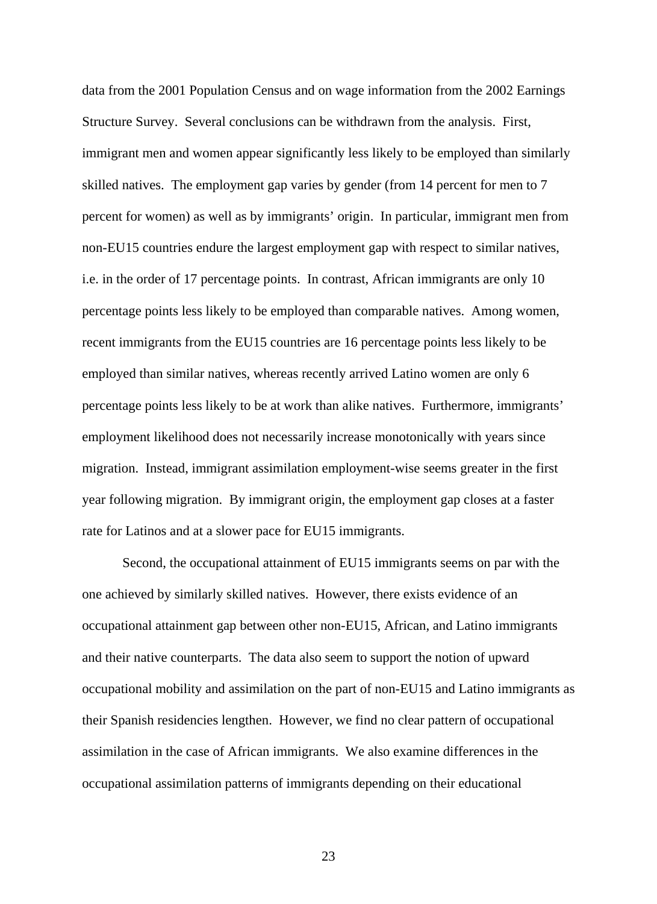data from the 2001 Population Census and on wage information from the 2002 Earnings Structure Survey. Several conclusions can be withdrawn from the analysis. First, immigrant men and women appear significantly less likely to be employed than similarly skilled natives. The employment gap varies by gender (from 14 percent for men to 7 percent for women) as well as by immigrants' origin. In particular, immigrant men from non-EU15 countries endure the largest employment gap with respect to similar natives, i.e. in the order of 17 percentage points. In contrast, African immigrants are only 10 percentage points less likely to be employed than comparable natives. Among women, recent immigrants from the EU15 countries are 16 percentage points less likely to be employed than similar natives, whereas recently arrived Latino women are only 6 percentage points less likely to be at work than alike natives. Furthermore, immigrants' employment likelihood does not necessarily increase monotonically with years since migration. Instead, immigrant assimilation employment-wise seems greater in the first year following migration. By immigrant origin, the employment gap closes at a faster rate for Latinos and at a slower pace for EU15 immigrants.

Second, the occupational attainment of EU15 immigrants seems on par with the one achieved by similarly skilled natives. However, there exists evidence of an occupational attainment gap between other non-EU15, African, and Latino immigrants and their native counterparts. The data also seem to support the notion of upward occupational mobility and assimilation on the part of non-EU15 and Latino immigrants as their Spanish residencies lengthen. However, we find no clear pattern of occupational assimilation in the case of African immigrants. We also examine differences in the occupational assimilation patterns of immigrants depending on their educational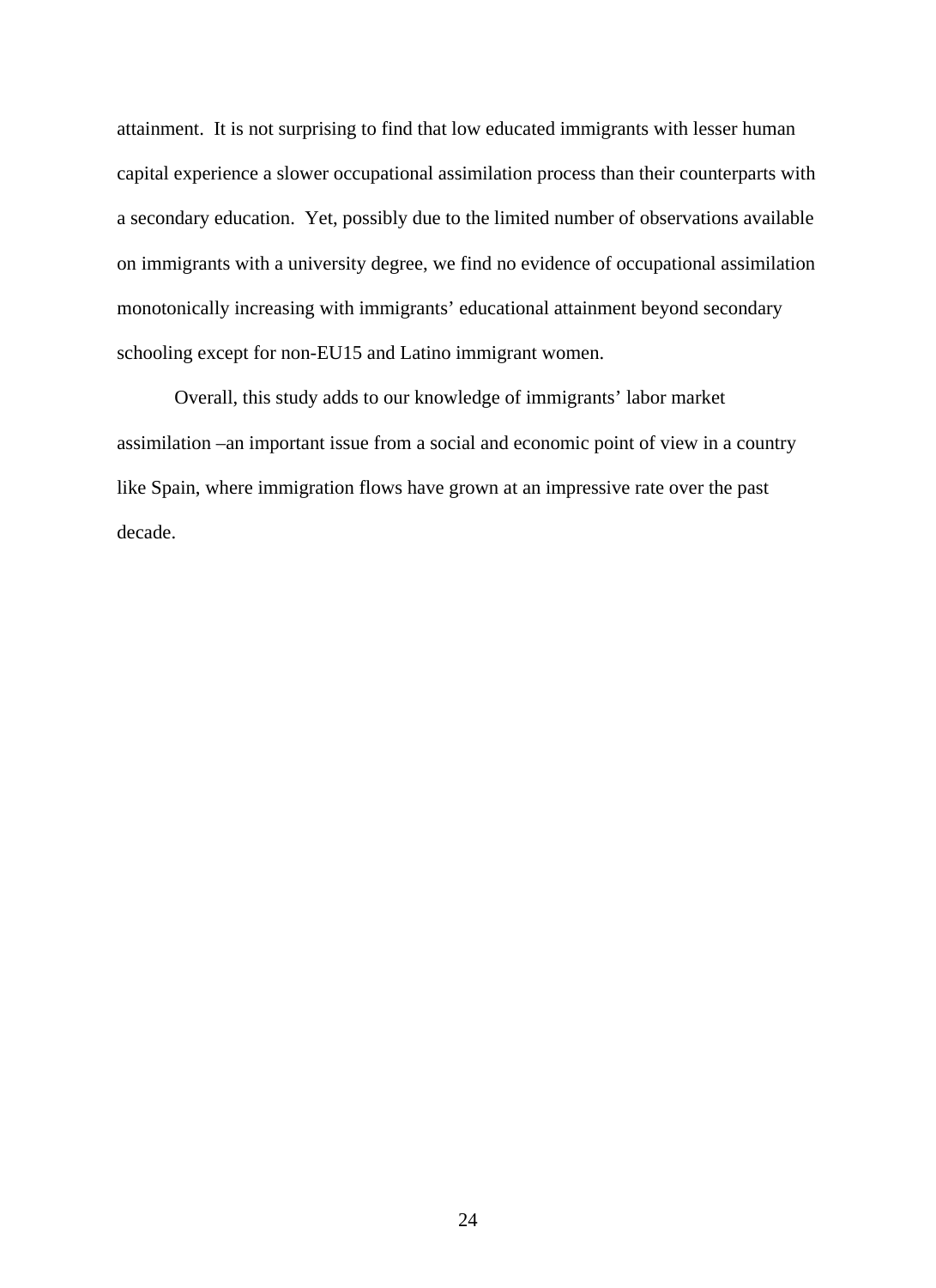attainment. It is not surprising to find that low educated immigrants with lesser human capital experience a slower occupational assimilation process than their counterparts with a secondary education. Yet, possibly due to the limited number of observations available on immigrants with a university degree, we find no evidence of occupational assimilation monotonically increasing with immigrants' educational attainment beyond secondary schooling except for non-EU15 and Latino immigrant women.

Overall, this study adds to our knowledge of immigrants' labor market assimilation –an important issue from a social and economic point of view in a country like Spain, where immigration flows have grown at an impressive rate over the past decade.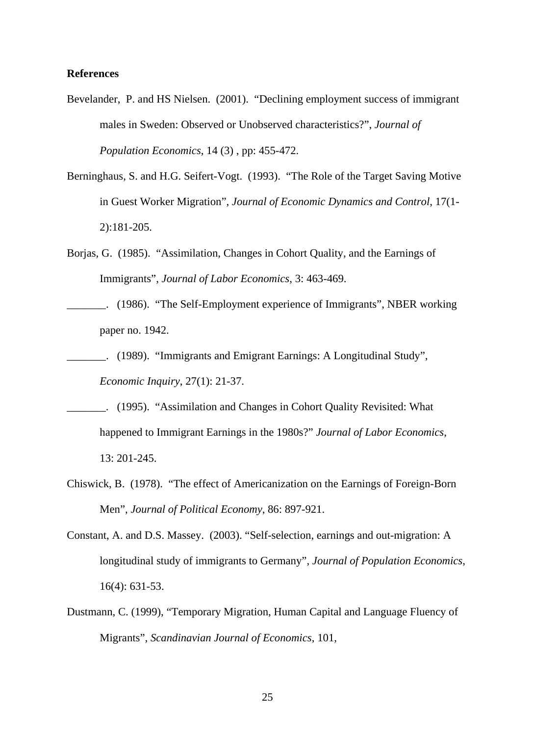**References**

Bevelander, P. and HS Nielsen. (2001). "Declining employment success of immigrant males in Sweden: Observed or Unobserved characteristics?", *Journal of Population Economics*, 14 (3) , pp: 455-472.

Berninghaus, S. and H.G. Seifert-Vogt. (1993). "The Role of the Target Saving Motive in Guest Worker Migration", *Journal of Economic Dynamics and Control*, 17(1-2):181-205.

Borjas, G. (1985). "Assimilation, Changes in Cohort Quality, and the Earnings of Immigrants", *Journal of Labor Economics*, 3: 463-469.

_______. (1986). "The Self-Employment experience of Immigrants", NBER working paper no. 1942.

_______. (1989). "Immigrants and Emigrant Earnings: A Longitudinal Study", *Economic Inquiry*, 27(1): 21-37.

_______. (1995). "Assimilation and Changes in Cohort Quality Revisited: What happened to Immigrant Earnings in the 1980s?" *Journal of Labor Economics*, 13: 201-245.

Chiswick, B. (1978). "The effect of Americanization on the Earnings of Foreign-Born Men", *Journal of Political Economy*, 86: 897-921.

Constant, A. and D.S. Massey. (2003). "Self-selection, earnings and out-migration: A longitudinal study of immigrants to Germany", *Journal of Population Economics*, 16(4): 631-53.

Dustmann, C. (1999), "Temporary Migration, Human Capital and Language Fluency of Migrants", *Scandinavian Journal of Economics*, 101,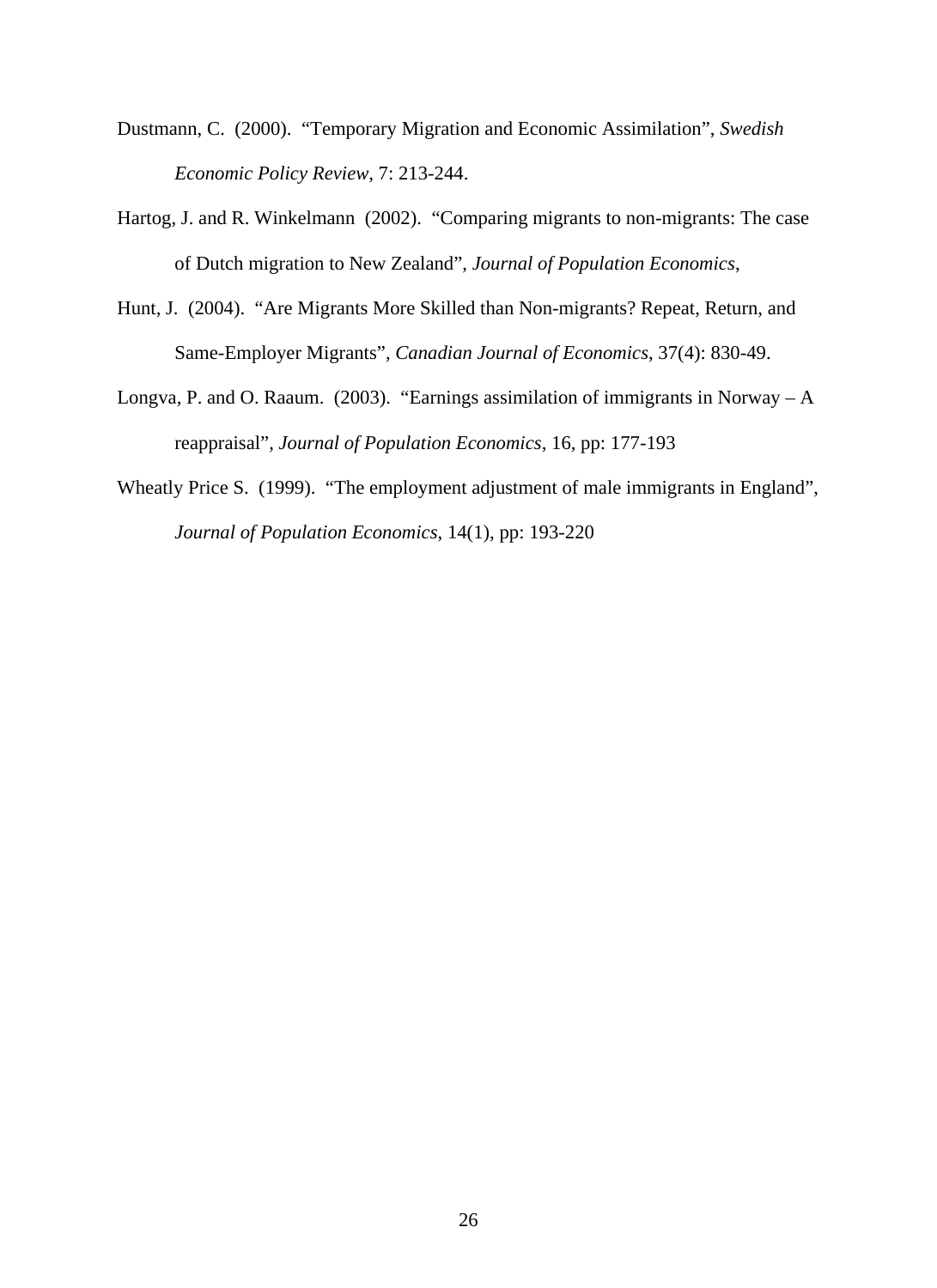Dustmann, C. (2000). "Temporary Migration and Economic Assimilation", *Swedish Economic Policy Review*, 7: 213-244.

Hartog, J. and R. Winkelmann (2002). "Comparing migrants to non-migrants: The case of Dutch migration to New Zealand", *Journal of Population Economics*,

Hunt, J. (2004). "Are Migrants More Skilled than Non-migrants? Repeat, Return, and Same-Employer Migrants", *Canadian Journal of Economics*, 37(4): 830-49.

Longva, P. and O. Raaum. (2003). "Earnings assimilation of immigrants in Norway – A reappraisal", *Journal of Population Economics*, 16, pp: 177-193

Wheatly Price S. (1999). "The employment adjustment of male immigrants in England", *Journal of Population Economics*, 14(1), pp: 193-220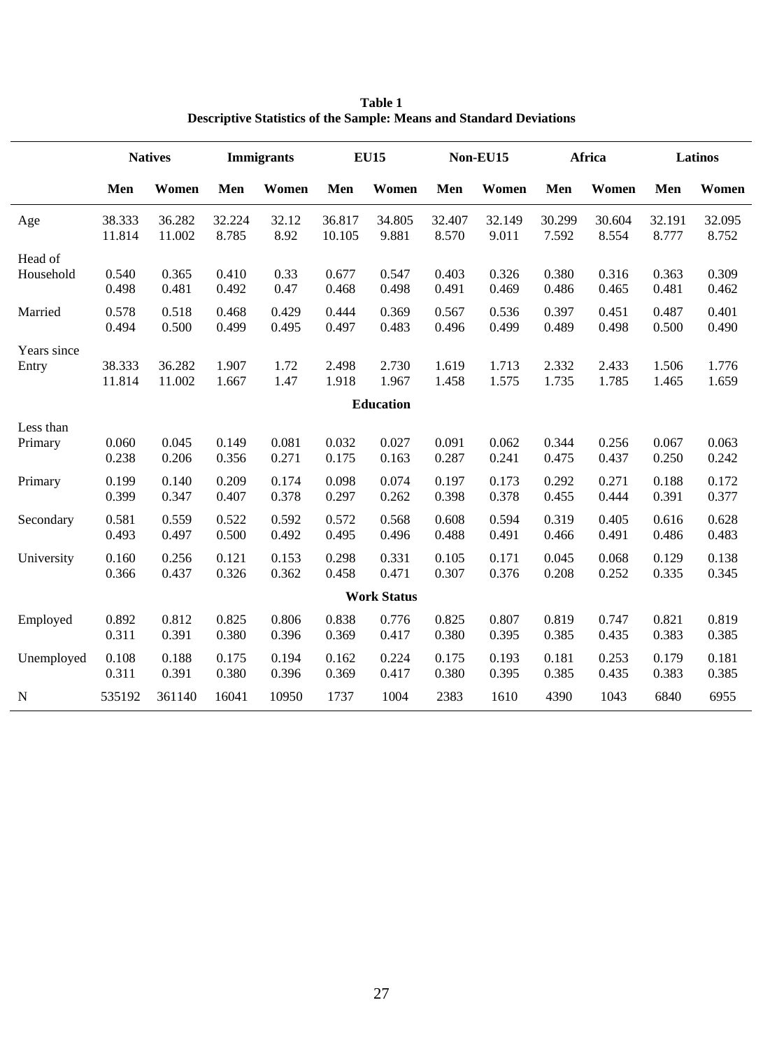**Table 1**
**Descriptive Statistics of the Sample: Means and Standard Deviations**

| | Natives | | Immigrants | | EU15 | | Non-EU15 | | Africa | | Latinos | |
|---|---|---|---|---|---|---|---|---|---|---|---|---|
| | **Men** | **Women** | **Men** | **Women** | **Men** | **Women** | **Men** | **Women** | **Men** | **Women** | **Men** | **Women** |
| Age | 38.333 | 36.282 | 32.224 | 32.12 | 36.817 | 34.805 | 32.407 | 32.149 | 30.299 | 30.604 | 32.191 | 32.095 |
| | 11.814 | 11.002 | 8.785 | 8.92 | 10.105 | 9.881 | 8.570 | 9.011 | 7.592 | 8.554 | 8.777 | 8.752 |
| Head of Household | 0.540 | 0.365 | 0.410 | 0.33 | 0.677 | 0.547 | 0.403 | 0.326 | 0.380 | 0.316 | 0.363 | 0.309 |
| | 0.498 | 0.481 | 0.492 | 0.47 | 0.468 | 0.498 | 0.491 | 0.469 | 0.486 | 0.465 | 0.481 | 0.462 |
| Married | 0.578 | 0.518 | 0.468 | 0.429 | 0.444 | 0.369 | 0.567 | 0.536 | 0.397 | 0.451 | 0.487 | 0.401 |
| | 0.494 | 0.500 | 0.499 | 0.495 | 0.497 | 0.483 | 0.496 | 0.499 | 0.489 | 0.498 | 0.500 | 0.490 |
| Years since Entry | 38.333 | 36.282 | 1.907 | 1.72 | 2.498 | 2.730 | 1.619 | 1.713 | 2.332 | 2.433 | 1.506 | 1.776 |
| | 11.814 | 11.002 | 1.667 | 1.47 | 1.918 | 1.967 | 1.458 | 1.575 | 1.735 | 1.785 | 1.465 | 1.659 |
| **Education** | | | | | | | | | | | | |
| Less than Primary | 0.060 | 0.045 | 0.149 | 0.081 | 0.032 | 0.027 | 0.091 | 0.062 | 0.344 | 0.256 | 0.067 | 0.063 |
| | 0.238 | 0.206 | 0.356 | 0.271 | 0.175 | 0.163 | 0.287 | 0.241 | 0.475 | 0.437 | 0.250 | 0.242 |
| Primary | 0.199 | 0.140 | 0.209 | 0.174 | 0.098 | 0.074 | 0.197 | 0.173 | 0.292 | 0.271 | 0.188 | 0.172 |
| | 0.399 | 0.347 | 0.407 | 0.378 | 0.297 | 0.262 | 0.398 | 0.378 | 0.455 | 0.444 | 0.391 | 0.377 |
| Secondary | 0.581 | 0.559 | 0.522 | 0.592 | 0.572 | 0.568 | 0.608 | 0.594 | 0.319 | 0.405 | 0.616 | 0.628 |
| | 0.493 | 0.497 | 0.500 | 0.492 | 0.495 | 0.496 | 0.488 | 0.491 | 0.466 | 0.491 | 0.486 | 0.483 |
| University | 0.160 | 0.256 | 0.121 | 0.153 | 0.298 | 0.331 | 0.105 | 0.171 | 0.045 | 0.068 | 0.129 | 0.138 |
| | 0.366 | 0.437 | 0.326 | 0.362 | 0.458 | 0.471 | 0.307 | 0.376 | 0.208 | 0.252 | 0.335 | 0.345 |
| **Work Status** | | | | | | | | | | | | |
| Employed | 0.892 | 0.812 | 0.825 | 0.806 | 0.838 | 0.776 | 0.825 | 0.807 | 0.819 | 0.747 | 0.821 | 0.819 |
| | 0.311 | 0.391 | 0.380 | 0.396 | 0.369 | 0.417 | 0.380 | 0.395 | 0.385 | 0.435 | 0.383 | 0.385 |
| Unemployed | 0.108 | 0.188 | 0.175 | 0.194 | 0.162 | 0.224 | 0.175 | 0.193 | 0.181 | 0.253 | 0.179 | 0.181 |
| | 0.311 | 0.391 | 0.380 | 0.396 | 0.369 | 0.417 | 0.380 | 0.395 | 0.385 | 0.435 | 0.383 | 0.385 |
| N | 535192 | 361140 | 16041 | 10950 | 1737 | 1004 | 2383 | 1610 | 4390 | 1043 | 6840 | 6955 |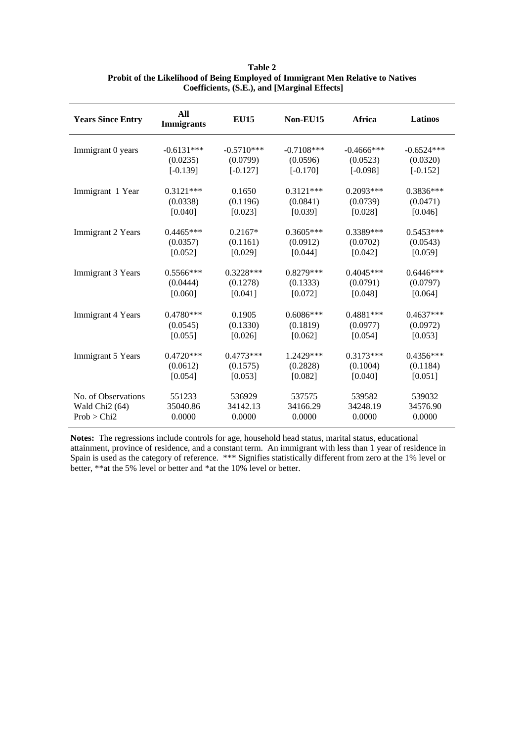**Table 2**
**Probit of the Likelihood of Being Employed of Immigrant Men Relative to Natives**
**Coefficients, (S.E.), and [Marginal Effects]**

| Years Since Entry | All Immigrants | EU15 | Non-EU15 | Africa | Latinos |
|---|---|---|---|---|---|
| Immigrant 0 years | -0.6131*** | -0.5710*** | -0.7108*** | -0.4666*** | -0.6524*** |
| | (0.0235) | (0.0799) | (0.0596) | (0.0523) | (0.0320) |
| | [-0.139] | [-0.127] | [-0.170] | [-0.098] | [-0.152] |
| Immigrant 1 Year | 0.3121*** | 0.1650 | 0.3121*** | 0.2093*** | 0.3836*** |
| | (0.0338) | (0.1196) | (0.0841) | (0.0739) | (0.0471) |
| | [0.040] | [0.023] | [0.039] | [0.028] | [0.046] |
| Immigrant 2 Years | 0.4465*** | 0.2167* | 0.3605*** | 0.3389*** | 0.5453*** |
| | (0.0357) | (0.1161) | (0.0912) | (0.0702) | (0.0543) |
| | [0.052] | [0.029] | [0.044] | [0.042] | [0.059] |
| Immigrant 3 Years | 0.5566*** | 0.3228*** | 0.8279*** | 0.4045*** | 0.6446*** |
| | (0.0444) | (0.1278) | (0.1333) | (0.0791) | (0.0797) |
| | [0.060] | [0.041] | [0.072] | [0.048] | [0.064] |
| Immigrant 4 Years | 0.4780*** | 0.1905 | 0.6086*** | 0.4881*** | 0.4637*** |
| | (0.0545) | (0.1330) | (0.1819) | (0.0977) | (0.0972) |
| | [0.055] | [0.026] | [0.062] | [0.054] | [0.053] |
| Immigrant 5 Years | 0.4720*** | 0.4773*** | 1.2429*** | 0.3173*** | 0.4356*** |
| | (0.0612) | (0.1575) | (0.2828) | (0.1004) | (0.1184) |
| | [0.054] | [0.053] | [0.082] | [0.040] | [0.051] |
| No. of Observations | 551233 | 536929 | 537575 | 539582 | 539032 |
| Wald Chi2 (64) | 35040.86 | 34142.13 | 34166.29 | 34248.19 | 34576.90 |
| Prob > Chi2 | 0.0000 | 0.0000 | 0.0000 | 0.0000 | 0.0000 |

**Notes:** The regressions include controls for age, household head status, marital status, educational attainment, province of residence, and a constant term. An immigrant with less than 1 year of residence in Spain is used as the category of reference. *** Signifies statistically different from zero at the 1% level or better, **at the 5% level or better and *at the 10% level or better.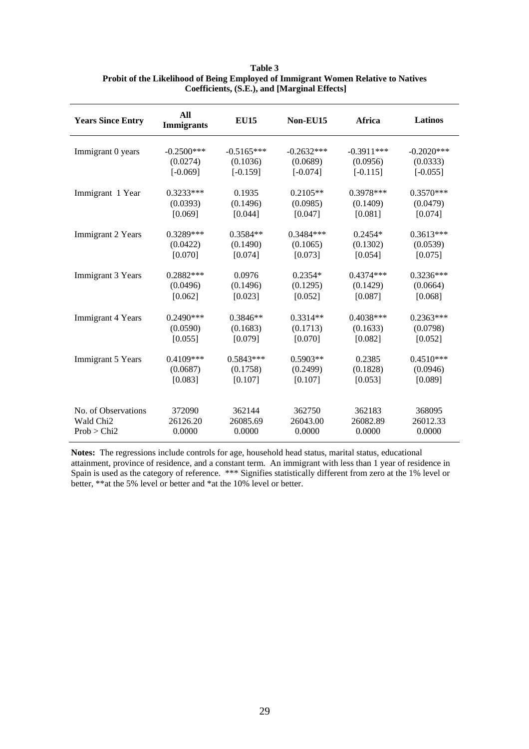**Table 3**
**Probit of the Likelihood of Being Employed of Immigrant Women Relative to Natives**
**Coefficients, (S.E.), and [Marginal Effects]**

| Years Since Entry | All Immigrants | EU15 | Non-EU15 | Africa | Latinos |
|---|---|---|---|---|---|
| Immigrant 0 years | -0.2500*** | -0.5165*** | -0.2632*** | -0.3911*** | -0.2020*** |
| | (0.0274) | (0.1036) | (0.0689) | (0.0956) | (0.0333) |
| | [-0.069] | [-0.159] | [-0.074] | [-0.115] | [-0.055] |
| Immigrant 1 Year | 0.3233*** | 0.1935 | 0.2105** | 0.3978*** | 0.3570*** |
| | (0.0393) | (0.1496) | (0.0985) | (0.1409) | (0.0479) |
| | [0.069] | [0.044] | [0.047] | [0.081] | [0.074] |
| Immigrant 2 Years | 0.3289*** | 0.3584** | 0.3484*** | 0.2454* | 0.3613*** |
| | (0.0422) | (0.1490) | (0.1065) | (0.1302) | (0.0539) |
| | [0.070] | [0.074] | [0.073] | [0.054] | [0.075] |
| Immigrant 3 Years | 0.2882*** | 0.0976 | 0.2354* | 0.4374*** | 0.3236*** |
| | (0.0496) | (0.1496) | (0.1295) | (0.1429) | (0.0664) |
| | [0.062] | [0.023] | [0.052] | [0.087] | [0.068] |
| Immigrant 4 Years | 0.2490*** | 0.3846** | 0.3314** | 0.4038*** | 0.2363*** |
| | (0.0590) | (0.1683) | (0.1713) | (0.1633) | (0.0798) |
| | [0.055] | [0.079] | [0.070] | [0.082] | [0.052] |
| Immigrant 5 Years | 0.4109*** | 0.5843*** | 0.5903** | 0.2385 | 0.4510*** |
| | (0.0687) | (0.1758) | (0.2499) | (0.1828) | (0.0946) |
| | [0.083] | [0.107] | [0.107] | [0.053] | [0.089] |
| No. of Observations | 372090 | 362144 | 362750 | 362183 | 368095 |
| Wald Chi2 | 26126.20 | 26085.69 | 26043.00 | 26082.89 | 26012.33 |
| Prob > Chi2 | 0.0000 | 0.0000 | 0.0000 | 0.0000 | 0.0000 |

**Notes:** The regressions include controls for age, household head status, marital status, educational attainment, province of residence, and a constant term. An immigrant with less than 1 year of residence in Spain is used as the category of reference. *** Signifies statistically different from zero at the 1% level or better, **at the 5% level or better and *at the 10% level or better.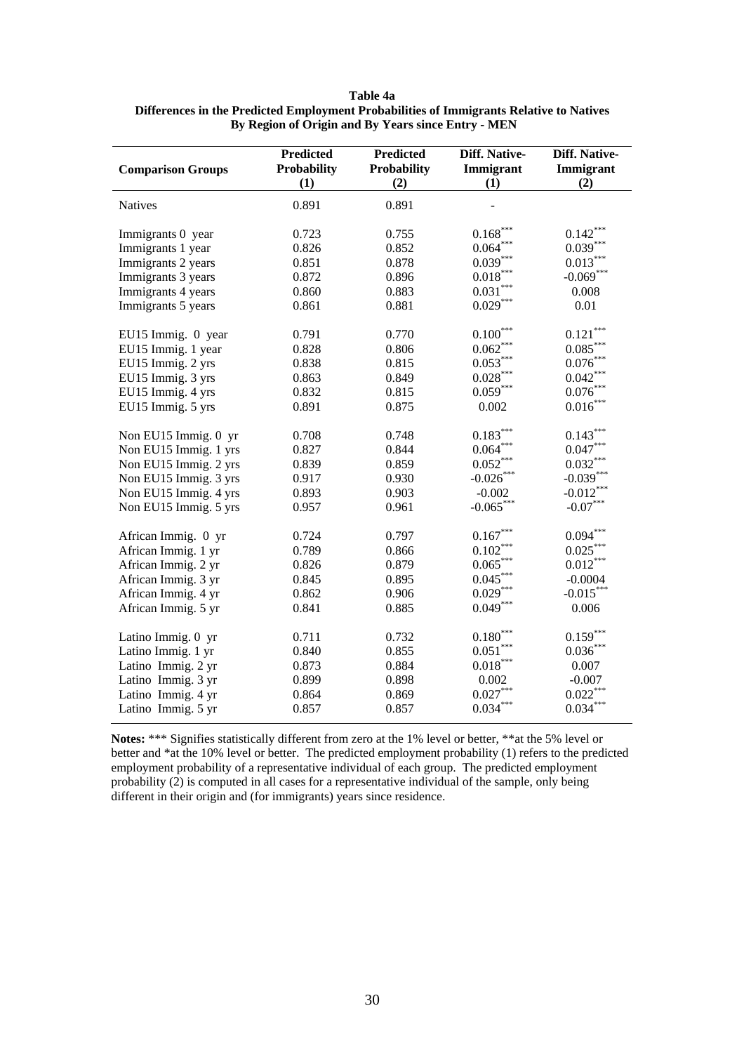**Table 4a**
**Differences in the Predicted Employment Probabilities of Immigrants Relative to Natives By Region of Origin and By Years since Entry - MEN**

| Comparison Groups | Predicted Probability (1) | Predicted Probability (2) | Diff. Native-Immigrant (1) | Diff. Native-Immigrant (2) |
|---|---|---|---|---|
| Natives | 0.891 | 0.891 | - | |
| Immigrants 0 year | 0.723 | 0.755 | 0.168*** | 0.142*** |
| Immigrants 1 year | 0.826 | 0.852 | 0.064*** | 0.039*** |
| Immigrants 2 years | 0.851 | 0.878 | 0.039*** | 0.013*** |
| Immigrants 3 years | 0.872 | 0.896 | 0.018*** | -0.069*** |
| Immigrants 4 years | 0.860 | 0.883 | 0.031*** | 0.008 |
| Immigrants 5 years | 0.861 | 0.881 | 0.029*** | 0.01 |
| EU15 Immig. 0 year | 0.791 | 0.770 | 0.100*** | 0.121*** |
| EU15 Immig. 1 year | 0.828 | 0.806 | 0.062*** | 0.085*** |
| EU15 Immig. 2 yrs | 0.838 | 0.815 | 0.053*** | 0.076*** |
| EU15 Immig. 3 yrs | 0.863 | 0.849 | 0.028*** | 0.042*** |
| EU15 Immig. 4 yrs | 0.832 | 0.815 | 0.059*** | 0.076*** |
| EU15 Immig. 5 yrs | 0.891 | 0.875 | 0.002 | 0.016*** |
| Non EU15 Immig. 0 yr | 0.708 | 0.748 | 0.183*** | 0.143*** |
| Non EU15 Immig. 1 yrs | 0.827 | 0.844 | 0.064*** | 0.047*** |
| Non EU15 Immig. 2 yrs | 0.839 | 0.859 | 0.052*** | 0.032*** |
| Non EU15 Immig. 3 yrs | 0.917 | 0.930 | -0.026*** | -0.039*** |
| Non EU15 Immig. 4 yrs | 0.893 | 0.903 | -0.002 | -0.012*** |
| Non EU15 Immig. 5 yrs | 0.957 | 0.961 | -0.065*** | -0.07*** |
| African Immig. 0 yr | 0.724 | 0.797 | 0.167*** | 0.094*** |
| African Immig. 1 yr | 0.789 | 0.866 | 0.102*** | 0.025*** |
| African Immig. 2 yr | 0.826 | 0.879 | 0.065*** | 0.012*** |
| African Immig. 3 yr | 0.845 | 0.895 | 0.045*** | -0.0004 |
| African Immig. 4 yr | 0.862 | 0.906 | 0.029*** | -0.015*** |
| African Immig. 5 yr | 0.841 | 0.885 | 0.049*** | 0.006 |
| Latino Immig. 0 yr | 0.711 | 0.732 | 0.180*** | 0.159*** |
| Latino Immig. 1 yr | 0.840 | 0.855 | 0.051*** | 0.036*** |
| Latino Immig. 2 yr | 0.873 | 0.884 | 0.018*** | 0.007 |
| Latino Immig. 3 yr | 0.899 | 0.898 | 0.002 | -0.007 |
| Latino Immig. 4 yr | 0.864 | 0.869 | 0.027*** | 0.022*** |
| Latino Immig. 5 yr | 0.857 | 0.857 | 0.034*** | 0.034*** |

**Notes:** *** Signifies statistically different from zero at the 1% level or better, **at the 5% level or better and *at the 10% level or better. The predicted employment probability (1) refers to the predicted employment probability of a representative individual of each group. The predicted employment probability (2) is computed in all cases for a representative individual of the sample, only being different in their origin and (for immigrants) years since residence.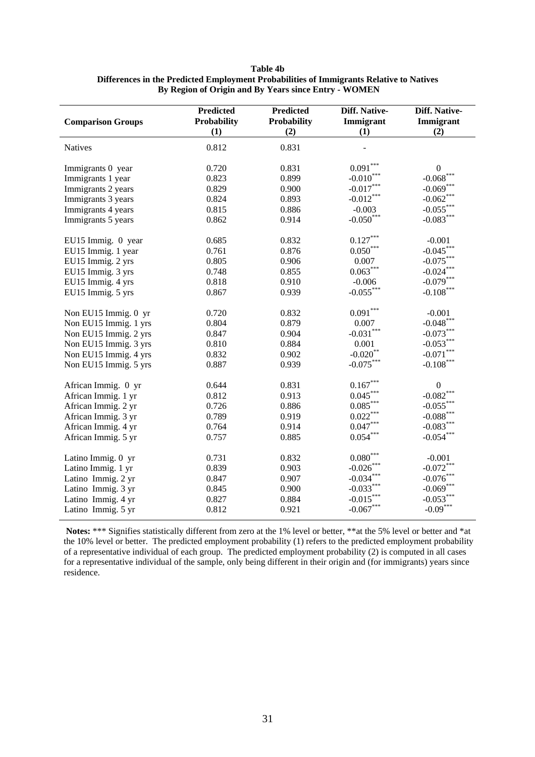**Table 4b**
**Differences in the Predicted Employment Probabilities of Immigrants Relative to Natives**
**By Region of Origin and By Years since Entry - WOMEN**

| Comparison Groups | Predicted Probability (1) | Predicted Probability (2) | Diff. Native-Immigrant (1) | Diff. Native-Immigrant (2) |
|---|---|---|---|---|
| Natives | 0.812 | 0.831 | - | |
| | | | | |
| Immigrants 0 year | 0.720 | 0.831 | 0.091*** | 0 |
| Immigrants 1 year | 0.823 | 0.899 | -0.010*** | -0.068*** |
| Immigrants 2 years | 0.829 | 0.900 | -0.017*** | -0.069*** |
| Immigrants 3 years | 0.824 | 0.893 | -0.012*** | -0.062*** |
| Immigrants 4 years | 0.815 | 0.886 | -0.003 | -0.055*** |
| Immigrants 5 years | 0.862 | 0.914 | -0.050*** | -0.083*** |
| | | | | |
| EU15 Immig. 0 year | 0.685 | 0.832 | 0.127*** | -0.001 |
| EU15 Immig. 1 year | 0.761 | 0.876 | 0.050*** | -0.045*** |
| EU15 Immig. 2 yrs | 0.805 | 0.906 | 0.007 | -0.075*** |
| EU15 Immig. 3 yrs | 0.748 | 0.855 | 0.063*** | -0.024*** |
| EU15 Immig. 4 yrs | 0.818 | 0.910 | -0.006 | -0.079*** |
| EU15 Immig. 5 yrs | 0.867 | 0.939 | -0.055*** | -0.108*** |
| | | | | |
| Non EU15 Immig. 0 yr | 0.720 | 0.832 | 0.091*** | -0.001 |
| Non EU15 Immig. 1 yrs | 0.804 | 0.879 | 0.007 | -0.048*** |
| Non EU15 Immig. 2 yrs | 0.847 | 0.904 | -0.031*** | -0.073*** |
| Non EU15 Immig. 3 yrs | 0.810 | 0.884 | 0.001 | -0.053*** |
| Non EU15 Immig. 4 yrs | 0.832 | 0.902 | -0.020** | -0.071*** |
| Non EU15 Immig. 5 yrs | 0.887 | 0.939 | -0.075*** | -0.108*** |
| | | | | |
| African Immig. 0 yr | 0.644 | 0.831 | 0.167*** | 0 |
| African Immig. 1 yr | 0.812 | 0.913 | 0.045*** | -0.082*** |
| African Immig. 2 yr | 0.726 | 0.886 | 0.085*** | -0.055*** |
| African Immig. 3 yr | 0.789 | 0.919 | 0.022*** | -0.088*** |
| African Immig. 4 yr | 0.764 | 0.914 | 0.047*** | -0.083*** |
| African Immig. 5 yr | 0.757 | 0.885 | 0.054*** | -0.054*** |
| | | | | |
| Latino Immig. 0 yr | 0.731 | 0.832 | 0.080*** | -0.001 |
| Latino Immig. 1 yr | 0.839 | 0.903 | -0.026*** | -0.072*** |
| Latino Immig. 2 yr | 0.847 | 0.907 | -0.034*** | -0.076*** |
| Latino Immig. 3 yr | 0.845 | 0.900 | -0.033*** | -0.069*** |
| Latino Immig. 4 yr | 0.827 | 0.884 | -0.015*** | -0.053*** |
| Latino Immig. 5 yr | 0.812 | 0.921 | -0.067*** | -0.09*** |

**Notes:** *** Signifies statistically different from zero at the 1% level or better, **at the 5% level or better and *at the 10% level or better. The predicted employment probability (1) refers to the predicted employment probability of a representative individual of each group. The predicted employment probability (2) is computed in all cases for a representative individual of the sample, only being different in their origin and (for immigrants) years since residence.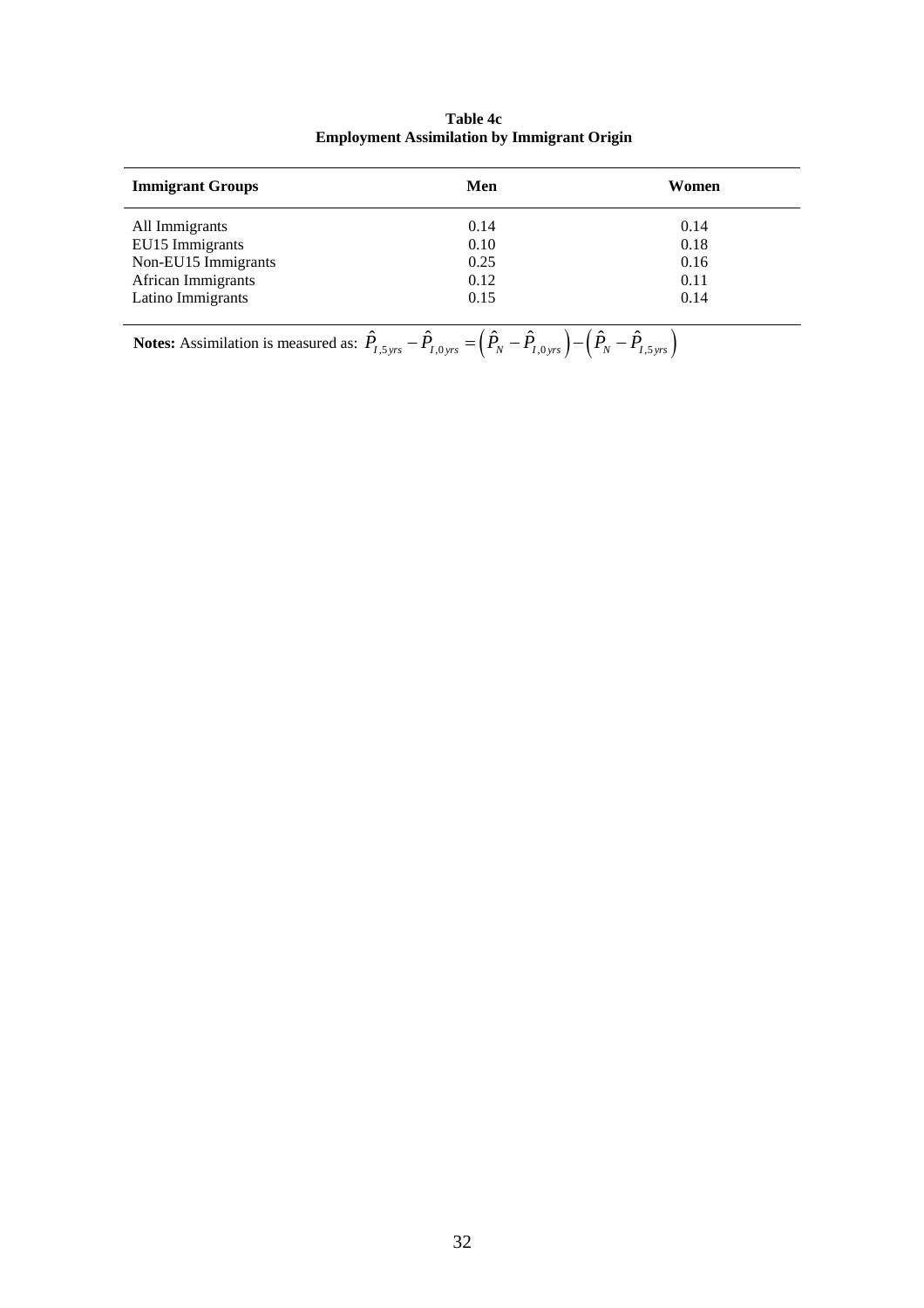**Table 4c**
**Employment Assimilation by Immigrant Origin**

| **Immigrant Groups** | **Men** | **Women** |
|---|---|---|
| All Immigrants | 0.14 | 0.14 |
| EU15 Immigrants | 0.10 | 0.18 |
| Non-EU15 Immigrants | 0.25 | 0.16 |
| African Immigrants | 0.12 | 0.11 |
| Latino Immigrants | 0.15 | 0.14 |

**Notes:** Assimilation is measured as: $\hat{P}_{I,5yrs} - \hat{P}_{I,0yrs} = \left(\hat{P}_N - \hat{P}_{I,0yrs}\right) - \left(\hat{P}_N - \hat{P}_{I,5yrs}\right)$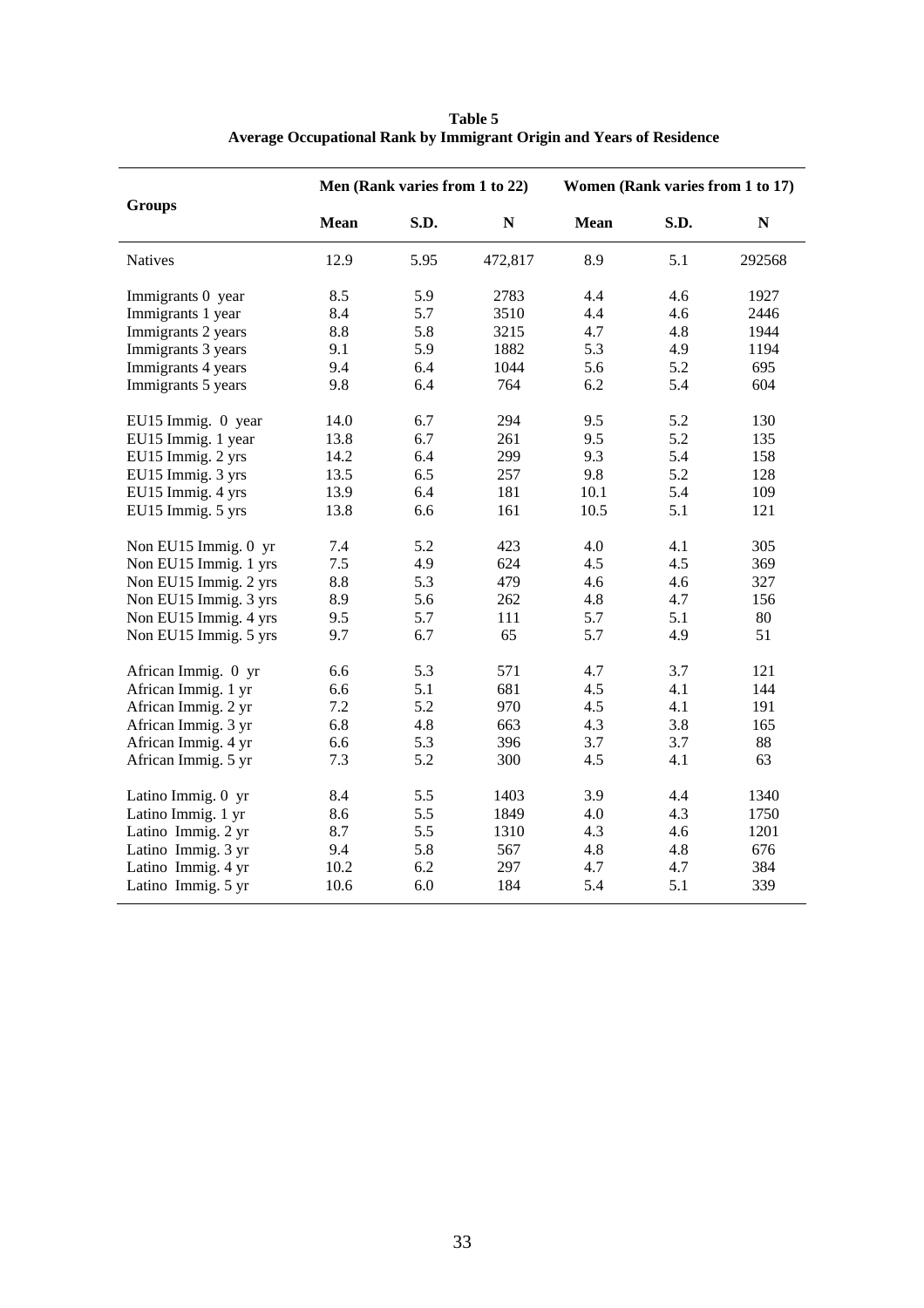**Table 5**
**Average Occupational Rank by Immigrant Origin and Years of Residence**

| Groups | Men (Rank varies from 1 to 22) | | | Women (Rank varies from 1 to 17) | | |
|---|---|---|---|---|---|---|
| | **Mean** | **S.D.** | **N** | **Mean** | **S.D.** | **N** |
| Natives | 12.9 | 5.95 | 472,817 | 8.9 | 5.1 | 292568 |
| Immigrants 0 year | 8.5 | 5.9 | 2783 | 4.4 | 4.6 | 1927 |
| Immigrants 1 year | 8.4 | 5.7 | 3510 | 4.4 | 4.6 | 2446 |
| Immigrants 2 years | 8.8 | 5.8 | 3215 | 4.7 | 4.8 | 1944 |
| Immigrants 3 years | 9.1 | 5.9 | 1882 | 5.3 | 4.9 | 1194 |
| Immigrants 4 years | 9.4 | 6.4 | 1044 | 5.6 | 5.2 | 695 |
| Immigrants 5 years | 9.8 | 6.4 | 764 | 6.2 | 5.4 | 604 |
| EU15 Immig. 0 year | 14.0 | 6.7 | 294 | 9.5 | 5.2 | 130 |
| EU15 Immig. 1 year | 13.8 | 6.7 | 261 | 9.5 | 5.2 | 135 |
| EU15 Immig. 2 yrs | 14.2 | 6.4 | 299 | 9.3 | 5.4 | 158 |
| EU15 Immig. 3 yrs | 13.5 | 6.5 | 257 | 9.8 | 5.2 | 128 |
| EU15 Immig. 4 yrs | 13.9 | 6.4 | 181 | 10.1 | 5.4 | 109 |
| EU15 Immig. 5 yrs | 13.8 | 6.6 | 161 | 10.5 | 5.1 | 121 |
| Non EU15 Immig. 0 yr | 7.4 | 5.2 | 423 | 4.0 | 4.1 | 305 |
| Non EU15 Immig. 1 yrs | 7.5 | 4.9 | 624 | 4.5 | 4.5 | 369 |
| Non EU15 Immig. 2 yrs | 8.8 | 5.3 | 479 | 4.6 | 4.6 | 327 |
| Non EU15 Immig. 3 yrs | 8.9 | 5.6 | 262 | 4.8 | 4.7 | 156 |
| Non EU15 Immig. 4 yrs | 9.5 | 5.7 | 111 | 5.7 | 5.1 | 80 |
| Non EU15 Immig. 5 yrs | 9.7 | 6.7 | 65 | 5.7 | 4.9 | 51 |
| African Immig. 0 yr | 6.6 | 5.3 | 571 | 4.7 | 3.7 | 121 |
| African Immig. 1 yr | 6.6 | 5.1 | 681 | 4.5 | 4.1 | 144 |
| African Immig. 2 yr | 7.2 | 5.2 | 970 | 4.5 | 4.1 | 191 |
| African Immig. 3 yr | 6.8 | 4.8 | 663 | 4.3 | 3.8 | 165 |
| African Immig. 4 yr | 6.6 | 5.3 | 396 | 3.7 | 3.7 | 88 |
| African Immig. 5 yr | 7.3 | 5.2 | 300 | 4.5 | 4.1 | 63 |
| Latino Immig. 0 yr | 8.4 | 5.5 | 1403 | 3.9 | 4.4 | 1340 |
| Latino Immig. 1 yr | 8.6 | 5.5 | 1849 | 4.0 | 4.3 | 1750 |
| Latino Immig. 2 yr | 8.7 | 5.5 | 1310 | 4.3 | 4.6 | 1201 |
| Latino Immig. 3 yr | 9.4 | 5.8 | 567 | 4.8 | 4.8 | 676 |
| Latino Immig. 4 yr | 10.2 | 6.2 | 297 | 4.7 | 4.7 | 384 |
| Latino Immig. 5 yr | 10.6 | 6.0 | 184 | 5.4 | 5.1 | 339 |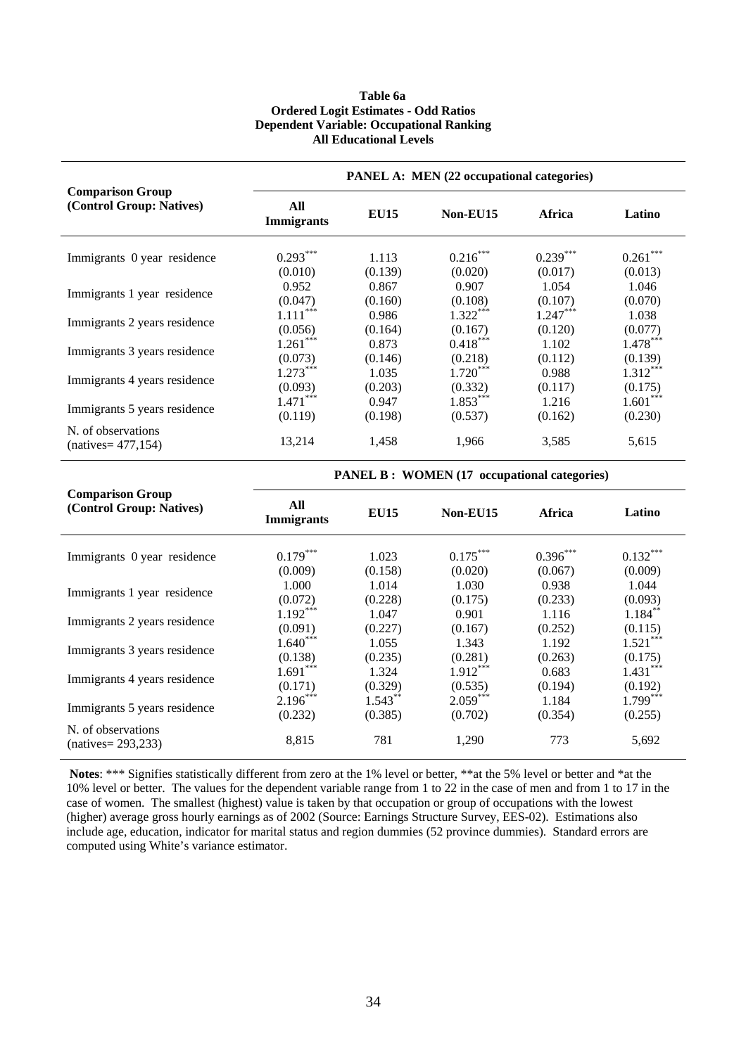**Table 6a**
**Ordered Logit Estimates - Odd Ratios**
**Dependent Variable: Occupational Ranking**
**All Educational Levels**

| Comparison Group (Control Group: Natives) | PANEL A: MEN (22 occupational categories) | | | | |
|---|---|---|---|---|---|
| | All Immigrants | EU15 | Non-EU15 | Africa | Latino |
| Immigrants 0 year residence | 0.293*** | 1.113 | 0.216*** | 0.239*** | 0.261*** |
| | (0.010) | (0.139) | (0.020) | (0.017) | (0.013) |
| Immigrants 1 year residence | 0.952 | 0.867 | 0.907 | 1.054 | 1.046 |
| | (0.047) | (0.160) | (0.108) | (0.107) | (0.070) |
| Immigrants 2 years residence | 1.111*** | 0.986 | 1.322*** | 1.247*** | 1.038 |
| | (0.056) | (0.164) | (0.167) | (0.120) | (0.077) |
| Immigrants 3 years residence | 1.261*** | 0.873 | 0.418*** | 1.102 | 1.478*** |
| | (0.073) | (0.146) | (0.218) | (0.112) | (0.139) |
| Immigrants 4 years residence | 1.273*** | 1.035 | 1.720*** | 0.988 | 1.312*** |
| | (0.093) | (0.203) | (0.332) | (0.117) | (0.175) |
| Immigrants 5 years residence | 1.471*** | 0.947 | 1.853*** | 1.216 | 1.601*** |
| | (0.119) | (0.198) | (0.537) | (0.162) | (0.230) |
| N. of observations (natives= 477,154) | 13,214 | 1,458 | 1,966 | 3,585 | 5,615 |

| Comparison Group (Control Group: Natives) | PANEL B : WOMEN (17 occupational categories) | | | | |
|---|---|---|---|---|---|
| | All Immigrants | EU15 | Non-EU15 | Africa | Latino |
| Immigrants 0 year residence | 0.179*** | 1.023 | 0.175*** | 0.396*** | 0.132*** |
| | (0.009) | (0.158) | (0.020) | (0.067) | (0.009) |
| Immigrants 1 year residence | 1.000 | 1.014 | 1.030 | 0.938 | 1.044 |
| | (0.072) | (0.228) | (0.175) | (0.233) | (0.093) |
| Immigrants 2 years residence | 1.192*** | 1.047 | 0.901 | 1.116 | 1.184** |
| | (0.091) | (0.227) | (0.167) | (0.252) | (0.115) |
| Immigrants 3 years residence | 1.640*** | 1.055 | 1.343 | 1.192 | 1.521*** |
| | (0.138) | (0.235) | (0.281) | (0.263) | (0.175) |
| Immigrants 4 years residence | 1.691*** | 1.324 | 1.912*** | 0.683 | 1.431*** |
| | (0.171) | (0.329) | (0.535) | (0.194) | (0.192) |
| Immigrants 5 years residence | 2.196*** | 1.543** | 2.059*** | 1.184 | 1.799*** |
| | (0.232) | (0.385) | (0.702) | (0.354) | (0.255) |
| N. of observations (natives= 293,233) | 8,815 | 781 | 1,290 | 773 | 5,692 |

**Notes**: *** Signifies statistically different from zero at the 1% level or better, **at the 5% level or better and *at the 10% level or better. The values for the dependent variable range from 1 to 22 in the case of men and from 1 to 17 in the case of women. The smallest (highest) value is taken by that occupation or group of occupations with the lowest (higher) average gross hourly earnings as of 2002 (Source: Earnings Structure Survey, EES-02). Estimations also include age, education, indicator for marital status and region dummies (52 province dummies). Standard errors are computed using White's variance estimator.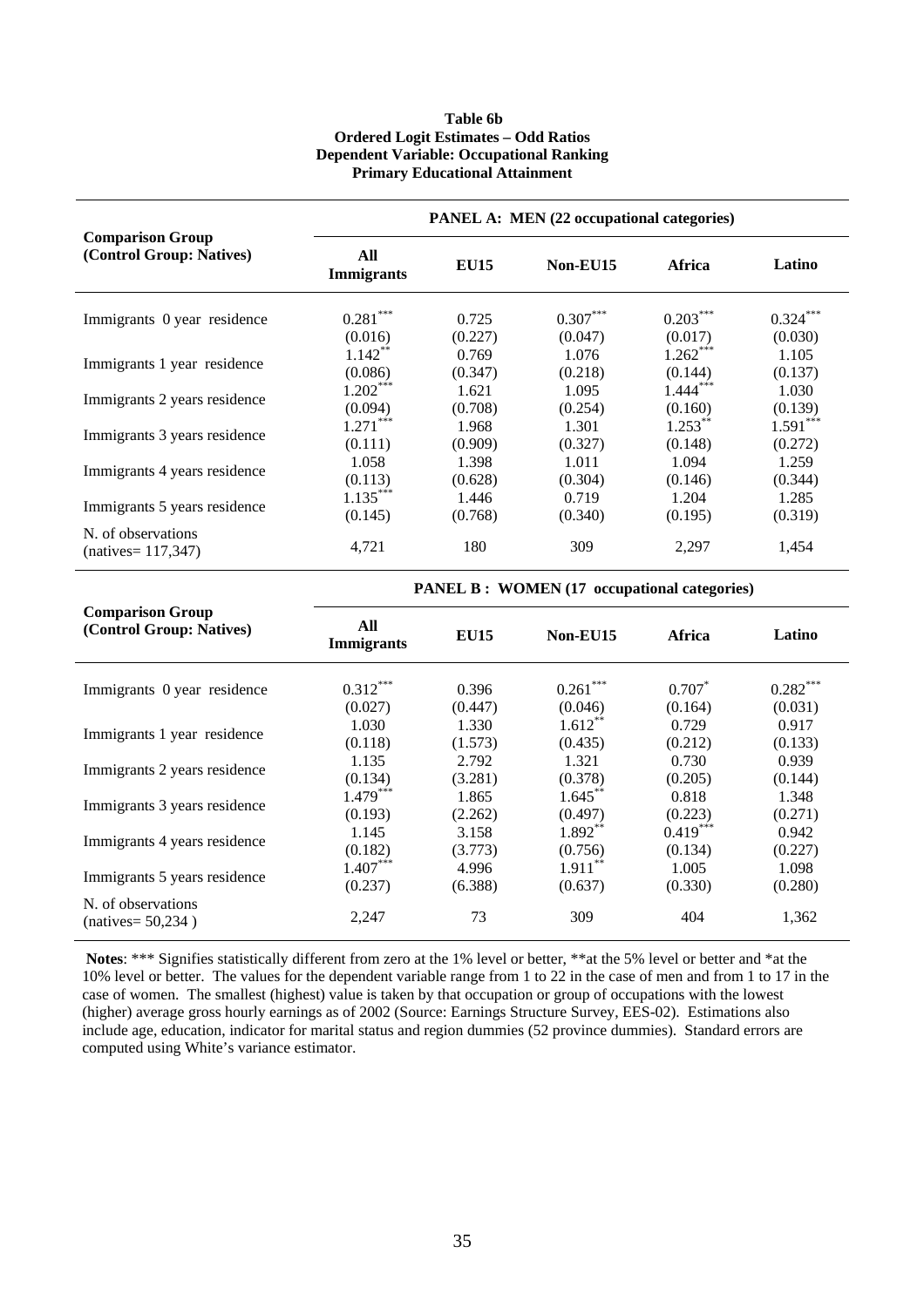**Table 6b**
**Ordered Logit Estimates – Odd Ratios**
**Dependent Variable: Occupational Ranking**
**Primary Educational Attainment**

| Comparison Group (Control Group: Natives) | PANEL A: MEN (22 occupational categories) | | | | |
|---|---|---|---|---|---|
| | All Immigrants | EU15 | Non-EU15 | Africa | Latino |
| Immigrants 0 year residence | 0.281*** | 0.725 | 0.307*** | 0.203*** | 0.324*** |
| | (0.016) | (0.227) | (0.047) | (0.017) | (0.030) |
| Immigrants 1 year residence | 1.142** | 0.769 | 1.076 | 1.262*** | 1.105 |
| | (0.086) | (0.347) | (0.218) | (0.144) | (0.137) |
| Immigrants 2 years residence | 1.202*** | 1.621 | 1.095 | 1.444*** | 1.030 |
| | (0.094) | (0.708) | (0.254) | (0.160) | (0.139) |
| Immigrants 3 years residence | 1.271*** | 1.968 | 1.301 | 1.253** | 1.591*** |
| | (0.111) | (0.909) | (0.327) | (0.148) | (0.272) |
| Immigrants 4 years residence | 1.058 | 1.398 | 1.011 | 1.094 | 1.259 |
| | (0.113) | (0.628) | (0.304) | (0.146) | (0.344) |
| Immigrants 5 years residence | 1.135*** | 1.446 | 0.719 | 1.204 | 1.285 |
| | (0.145) | (0.768) | (0.340) | (0.195) | (0.319) |
| N. of observations (natives= 117,347) | 4,721 | 180 | 309 | 2,297 | 1,454 |

| Comparison Group (Control Group: Natives) | PANEL B : WOMEN (17 occupational categories) | | | | |
|---|---|---|---|---|---|
| | All Immigrants | EU15 | Non-EU15 | Africa | Latino |
| Immigrants 0 year residence | 0.312*** | 0.396 | 0.261*** | 0.707* | 0.282*** |
| | (0.027) | (0.447) | (0.046) | (0.164) | (0.031) |
| Immigrants 1 year residence | 1.030 | 1.330 | 1.612** | 0.729 | 0.917 |
| | (0.118) | (1.573) | (0.435) | (0.212) | (0.133) |
| Immigrants 2 years residence | 1.135 | 2.792 | 1.321 | 0.730 | 0.939 |
| | (0.134) | (3.281) | (0.378) | (0.205) | (0.144) |
| Immigrants 3 years residence | 1.479*** | 1.865 | 1.645** | 0.818 | 1.348 |
| | (0.193) | (2.262) | (0.497) | (0.223) | (0.271) |
| Immigrants 4 years residence | 1.145 | 3.158 | 1.892** | 0.419*** | 0.942 |
| | (0.182) | (3.773) | (0.756) | (0.134) | (0.227) |
| Immigrants 5 years residence | 1.407*** | 4.996 | 1.911** | 1.005 | 1.098 |
| | (0.237) | (6.388) | (0.637) | (0.330) | (0.280) |
| N. of observations (natives= 50,234 ) | 2,247 | 73 | 309 | 404 | 1,362 |

**Notes**: *** Signifies statistically different from zero at the 1% level or better, **at the 5% level or better and *at the 10% level or better. The values for the dependent variable range from 1 to 22 in the case of men and from 1 to 17 in the case of women. The smallest (highest) value is taken by that occupation or group of occupations with the lowest (higher) average gross hourly earnings as of 2002 (Source: Earnings Structure Survey, EES-02). Estimations also include age, education, indicator for marital status and region dummies (52 province dummies). Standard errors are computed using White's variance estimator.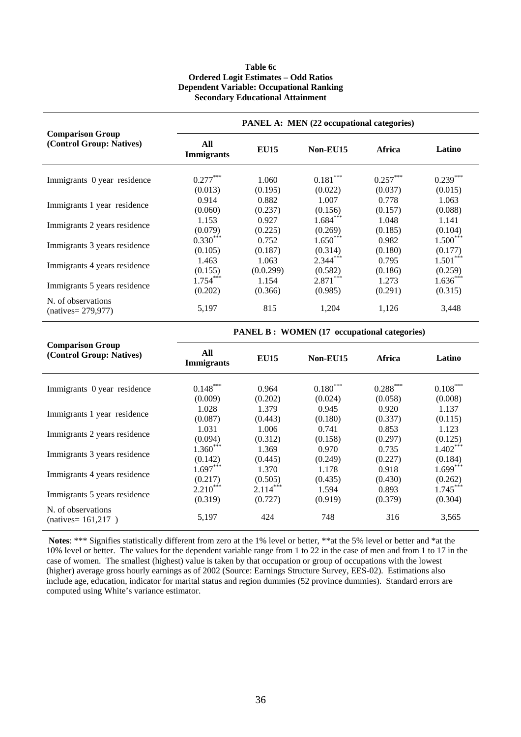**Table 6c**
**Ordered Logit Estimates – Odd Ratios**
**Dependent Variable: Occupational Ranking**
**Secondary Educational Attainment**

| Comparison Group (Control Group: Natives) | PANEL A: MEN (22 occupational categories) | | | | |
|---|---|---|---|---|---|
| | All Immigrants | EU15 | Non-EU15 | Africa | Latino |
| Immigrants 0 year residence | 0.277*** | 1.060 | 0.181*** | 0.257*** | 0.239*** |
| | (0.013) | (0.195) | (0.022) | (0.037) | (0.015) |
| Immigrants 1 year residence | 0.914 | 0.882 | 1.007 | 0.778 | 1.063 |
| | (0.060) | (0.237) | (0.156) | (0.157) | (0.088) |
| Immigrants 2 years residence | 1.153 | 0.927 | 1.684*** | 1.048 | 1.141 |
| | (0.079) | (0.225) | (0.269) | (0.185) | (0.104) |
| Immigrants 3 years residence | 0.330*** | 0.752 | 1.650*** | 0.982 | 1.500*** |
| | (0.105) | (0.187) | (0.314) | (0.180) | (0.177) |
| Immigrants 4 years residence | 1.463 | 1.063 | 2.344*** | 0.795 | 1.501*** |
| | (0.155) | (0.0.299) | (0.582) | (0.186) | (0.259) |
| Immigrants 5 years residence | 1.754*** | 1.154 | 2.871*** | 1.273 | 1.636*** |
| | (0.202) | (0.366) | (0.985) | (0.291) | (0.315) |
| N. of observations (natives= 279,977) | 5,197 | 815 | 1,204 | 1,126 | 3,448 |
| | **PANEL B : WOMEN (17 occupational categories)** | | | | |
| **Comparison Group (Control Group: Natives)** | **All Immigrants** | **EU15** | **Non-EU15** | **Africa** | **Latino** |
| Immigrants 0 year residence | 0.148*** | 0.964 | 0.180*** | 0.288*** | 0.108*** |
| | (0.009) | (0.202) | (0.024) | (0.058) | (0.008) |
| Immigrants 1 year residence | 1.028 | 1.379 | 0.945 | 0.920 | 1.137 |
| | (0.087) | (0.443) | (0.180) | (0.337) | (0.115) |
| Immigrants 2 years residence | 1.031 | 1.006 | 0.741 | 0.853 | 1.123 |
| | (0.094) | (0.312) | (0.158) | (0.297) | (0.125) |
| Immigrants 3 years residence | 1.360*** | 1.369 | 0.970 | 0.735 | 1.402*** |
| | (0.142) | (0.445) | (0.249) | (0.227) | (0.184) |
| Immigrants 4 years residence | 1.697*** | 1.370 | 1.178 | 0.918 | 1.699*** |
| | (0.217) | (0.505) | (0.435) | (0.430) | (0.262) |
| Immigrants 5 years residence | 2.210*** | 2.114*** | 1.594 | 0.893 | 1.745*** |
| | (0.319) | (0.727) | (0.919) | (0.379) | (0.304) |
| N. of observations (natives= 161,217 ) | 5,197 | 424 | 748 | 316 | 3,565 |

**Notes**: *** Signifies statistically different from zero at the 1% level or better, **at the 5% level or better and *at the 10% level or better. The values for the dependent variable range from 1 to 22 in the case of men and from 1 to 17 in the case of women. The smallest (highest) value is taken by that occupation or group of occupations with the lowest (higher) average gross hourly earnings as of 2002 (Source: Earnings Structure Survey, EES-02). Estimations also include age, education, indicator for marital status and region dummies (52 province dummies). Standard errors are computed using White's variance estimator.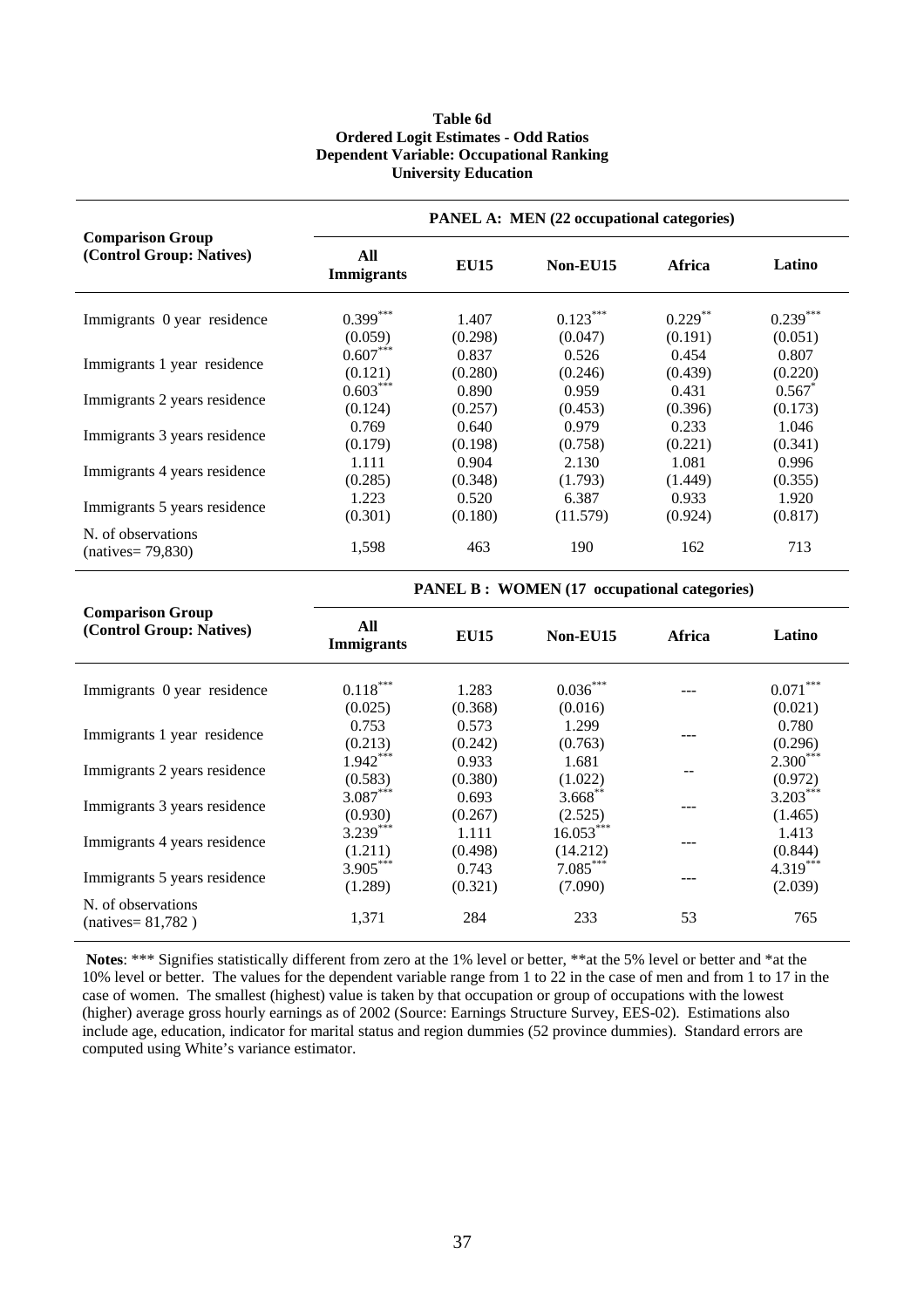**Table 6d**
**Ordered Logit Estimates - Odd Ratios**
**Dependent Variable: Occupational Ranking**
**University Education**

| Comparison Group (Control Group: Natives) | PANEL A: MEN (22 occupational categories) | | | | |
|---|---|---|---|---|---|
| | All Immigrants | EU15 | Non-EU15 | Africa | Latino |
| Immigrants 0 year residence | 0.399*** | 1.407 | 0.123*** | 0.229** | 0.239*** |
| | (0.059) | (0.298) | (0.047) | (0.191) | (0.051) |
| Immigrants 1 year residence | 0.607*** | 0.837 | 0.526 | 0.454 | 0.807 |
| | (0.121) | (0.280) | (0.246) | (0.439) | (0.220) |
| Immigrants 2 years residence | 0.603*** | 0.890 | 0.959 | 0.431 | 0.567* |
| | (0.124) | (0.257) | (0.453) | (0.396) | (0.173) |
| Immigrants 3 years residence | 0.769 | 0.640 | 0.979 | 0.233 | 1.046 |
| | (0.179) | (0.198) | (0.758) | (0.221) | (0.341) |
| Immigrants 4 years residence | 1.111 | 0.904 | 2.130 | 1.081 | 0.996 |
| | (0.285) | (0.348) | (1.793) | (1.449) | (0.355) |
| Immigrants 5 years residence | 1.223 | 0.520 | 6.387 | 0.933 | 1.920 |
| | (0.301) | (0.180) | (11.579) | (0.924) | (0.817) |
| N. of observations (natives= 79,830) | 1,598 | 463 | 190 | 162 | 713 |

| Comparison Group (Control Group: Natives) | PANEL B : WOMEN (17 occupational categories) | | | | |
|---|---|---|---|---|---|
| | All Immigrants | EU15 | Non-EU15 | Africa | Latino |
| Immigrants 0 year residence | 0.118*** | 1.283 | 0.036*** | --- | 0.071*** |
| | (0.025) | (0.368) | (0.016) | | (0.021) |
| Immigrants 1 year residence | 0.753 | 0.573 | 1.299 | --- | 0.780 |
| | (0.213) | (0.242) | (0.763) | | (0.296) |
| Immigrants 2 years residence | 1.942*** | 0.933 | 1.681 | -- | 2.300*** |
| | (0.583) | (0.380) | (1.022) | | (0.972) |
| Immigrants 3 years residence | 3.087*** | 0.693 | 3.668** | --- | 3.203*** |
| | (0.930) | (0.267) | (2.525) | | (1.465) |
| Immigrants 4 years residence | 3.239*** | 1.111 | 16.053*** | --- | 1.413 |
| | (1.211) | (0.498) | (14.212) | | (0.844) |
| Immigrants 5 years residence | 3.905*** | 0.743 | 7.085*** | --- | 4.319*** |
| | (1.289) | (0.321) | (7.090) | | (2.039) |
| N. of observations (natives= 81,782 ) | 1,371 | 284 | 233 | 53 | 765 |

**Notes**: *** Signifies statistically different from zero at the 1% level or better, **at the 5% level or better and *at the 10% level or better. The values for the dependent variable range from 1 to 22 in the case of men and from 1 to 17 in the case of women. The smallest (highest) value is taken by that occupation or group of occupations with the lowest (higher) average gross hourly earnings as of 2002 (Source: Earnings Structure Survey, EES-02). Estimations also include age, education, indicator for marital status and region dummies (52 province dummies). Standard errors are computed using White's variance estimator.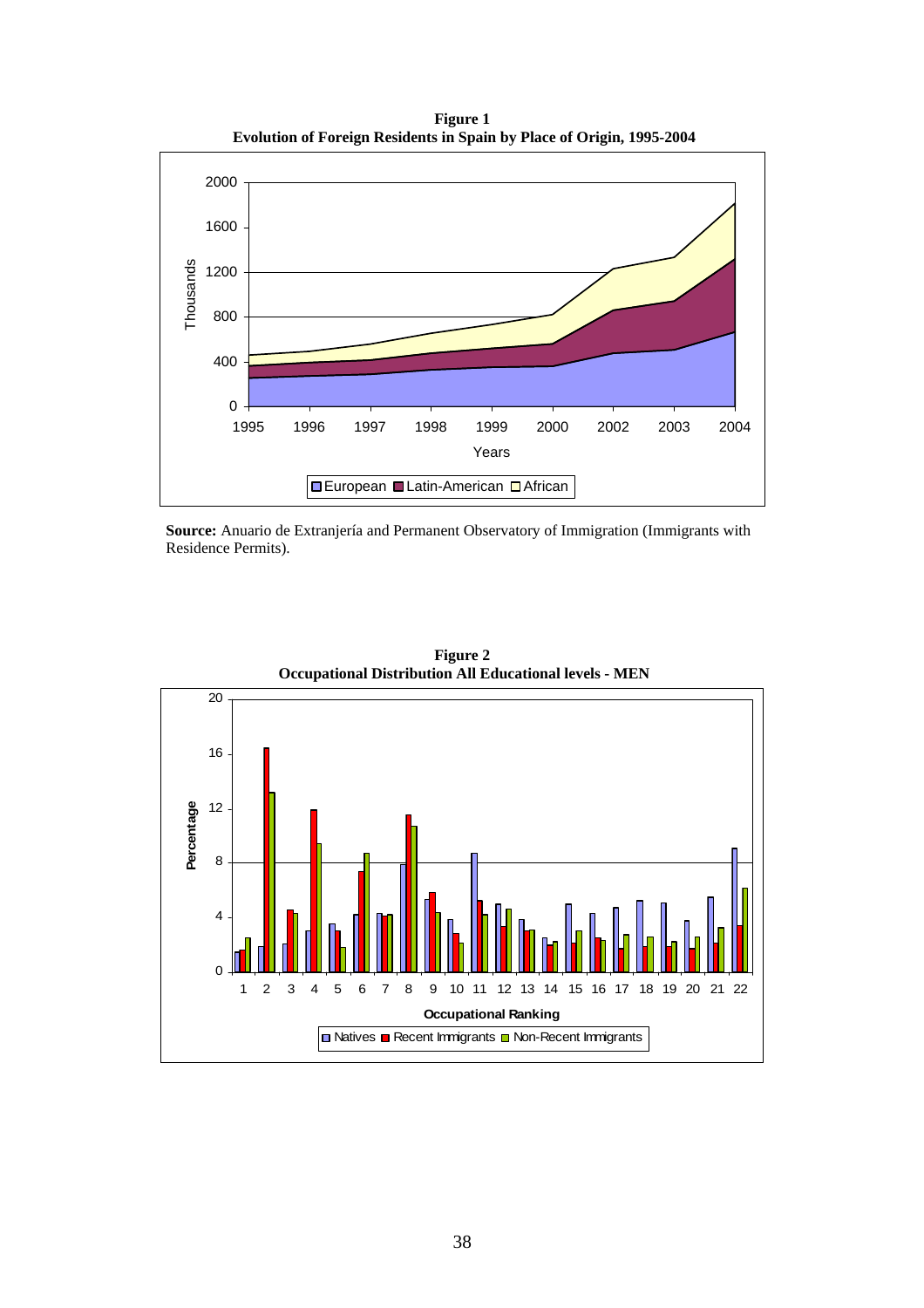**Figure 1**
**Evolution of Foreign Residents in Spain by Place of Origin, 1995-2004**

**Source:** Anuario de Extranjería and Permanent Observatory of Immigration (Immigrants with Residence Permits).

**Figure 2**
**Occupational Distribution All Educational levels - MEN**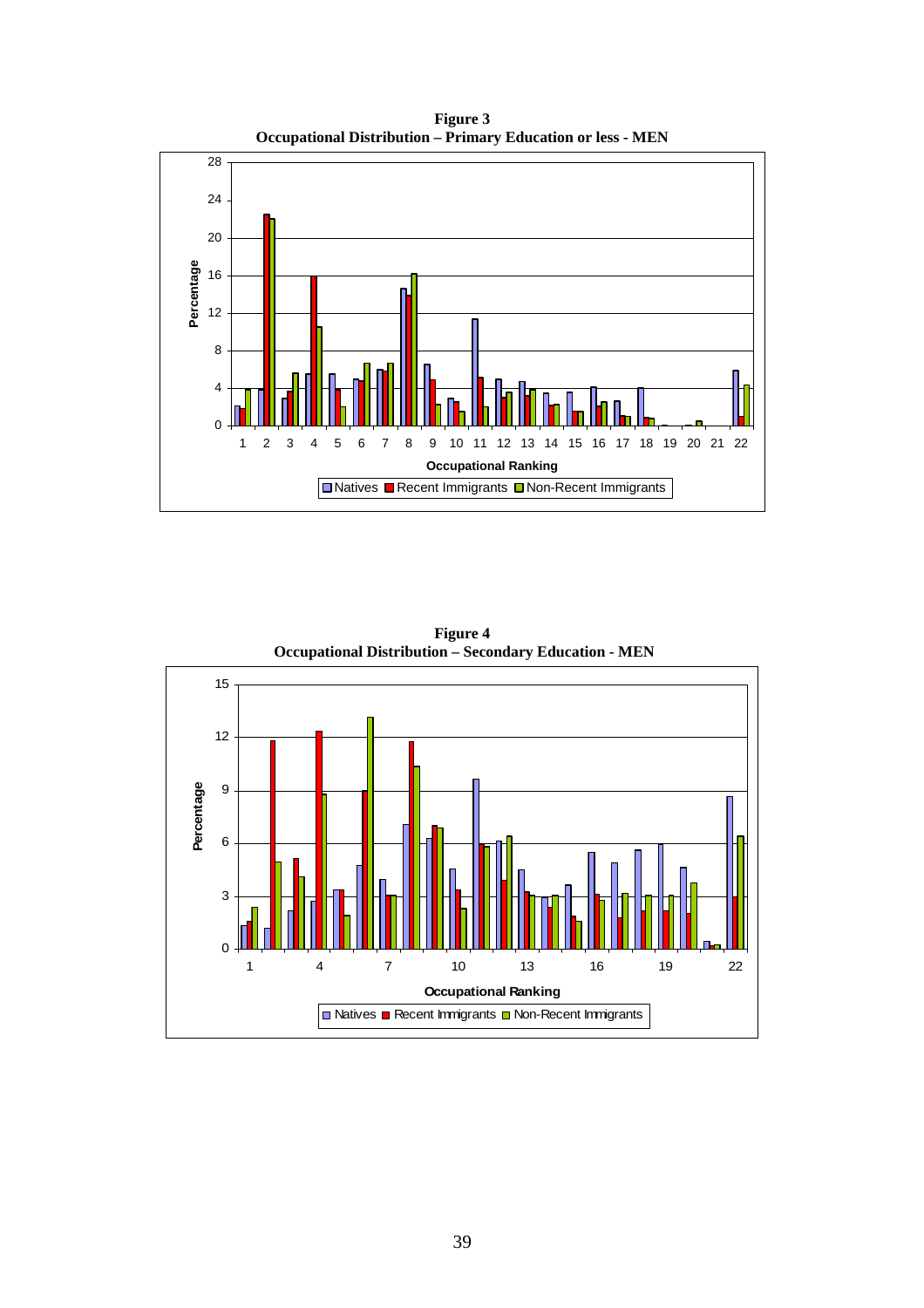**Figure 3**
**Occupational Distribution – Primary Education or less - MEN**

**Figure 4**
**Occupational Distribution – Secondary Education - MEN**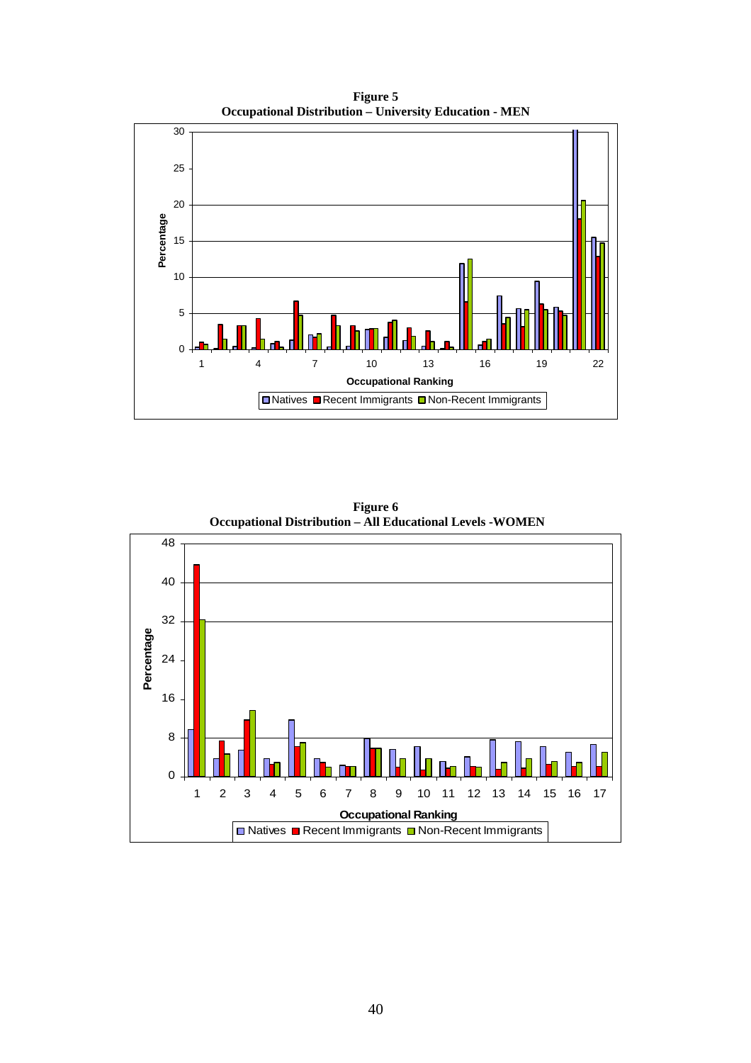**Figure 5**
**Occupational Distribution – University Education - MEN**

**Figure 6**
**Occupational Distribution – All Educational Levels -WOMEN**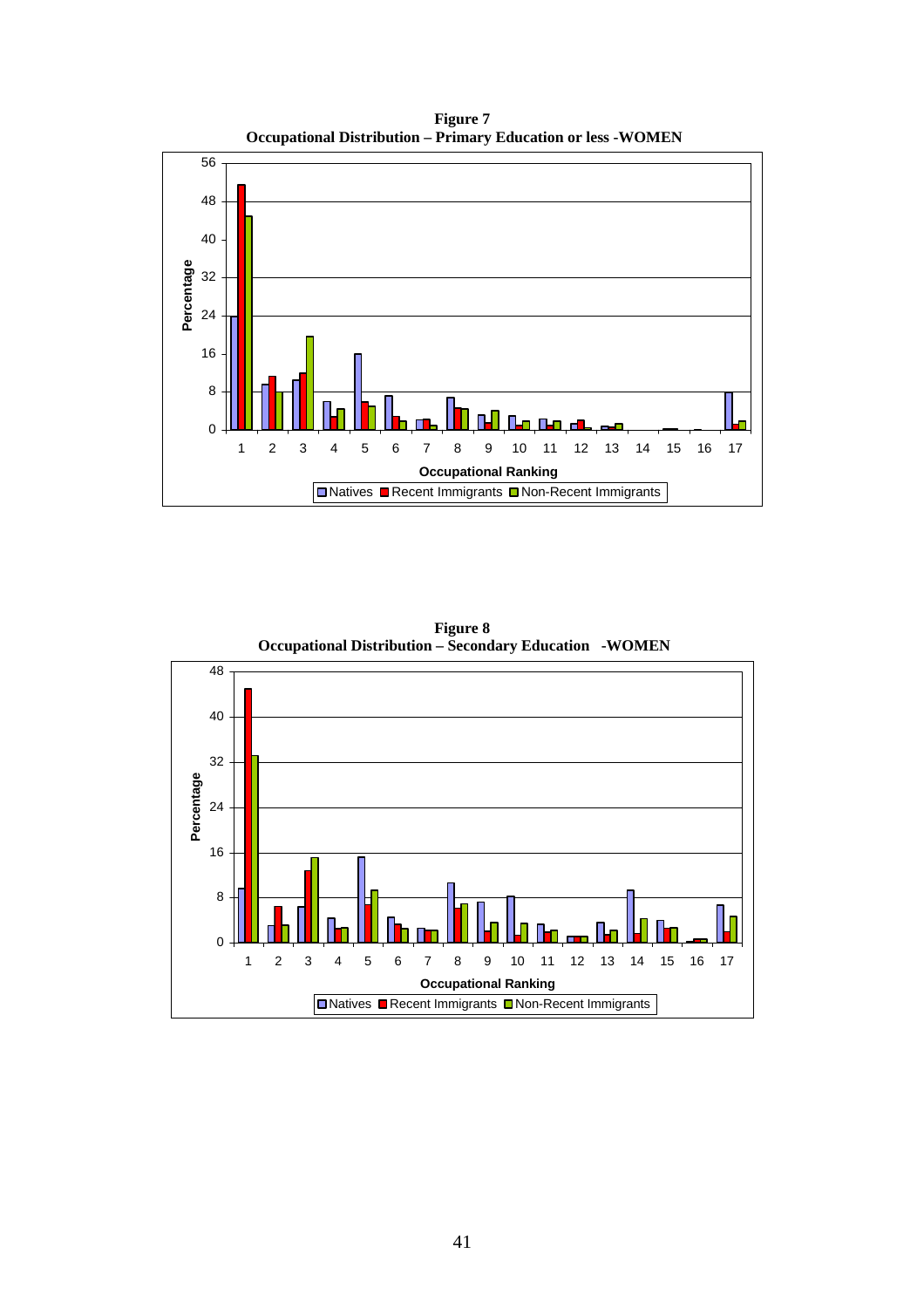**Figure 7**
**Occupational Distribution – Primary Education or less -WOMEN**

**Figure 8**
**Occupational Distribution – Secondary Education -WOMEN**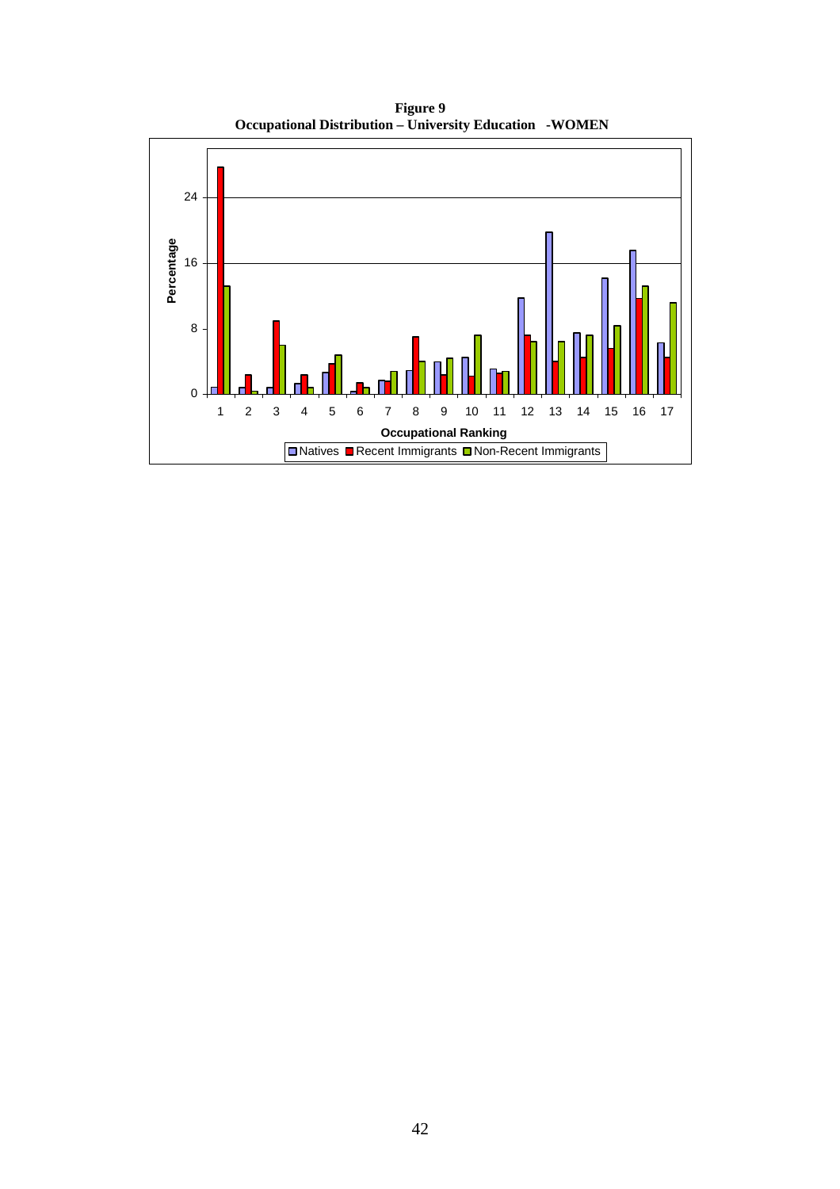**Figure 9**
**Occupational Distribution – University Education -WOMEN**

Percentage

24

16

8

0

1 2 3 4 5 6 7 8 9 10 11 12 13 14 15 16 17

Occupational Ranking

Natives Recent Immigrants Non-Recent Immigrants